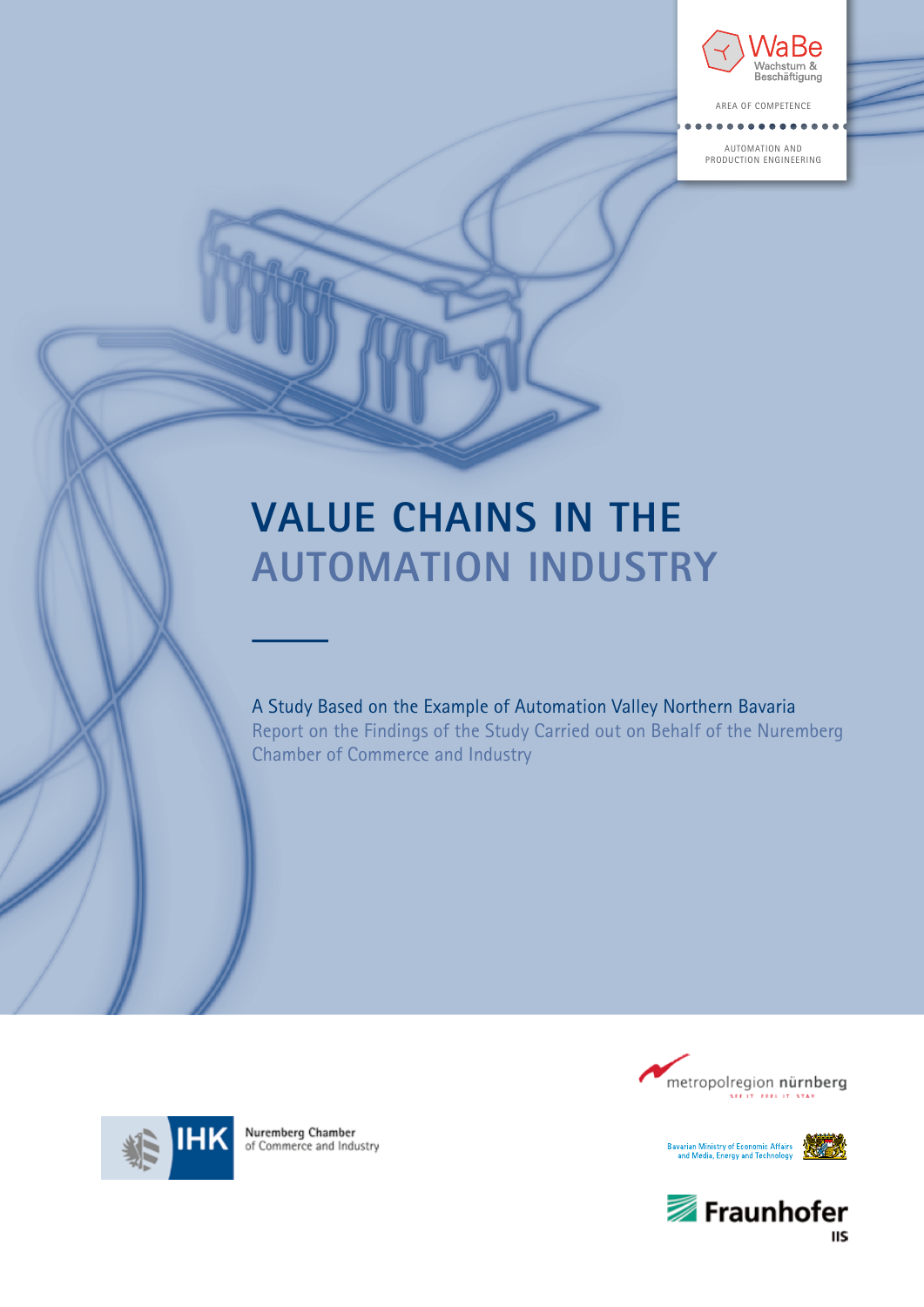WaBe
Wachstum & Beschäftigung

AREA OF COMPETENCE

AUTOMATION AND PRODUCTION ENGINEERING

# VALUE CHAINS IN THE AUTOMATION INDUSTRY

A Study Based on the Example of Automation Valley Northern Bavaria

Report on the Findings of the Study Carried out on Behalf of the Nuremberg Chamber of Commerce and Industry

IHK Nuremberg Chamber of Commerce and Industry

metropolregion nürnberg

Bavarian Ministry of Economic Affairs and Media, Energy and Technology

Fraunhofer IIS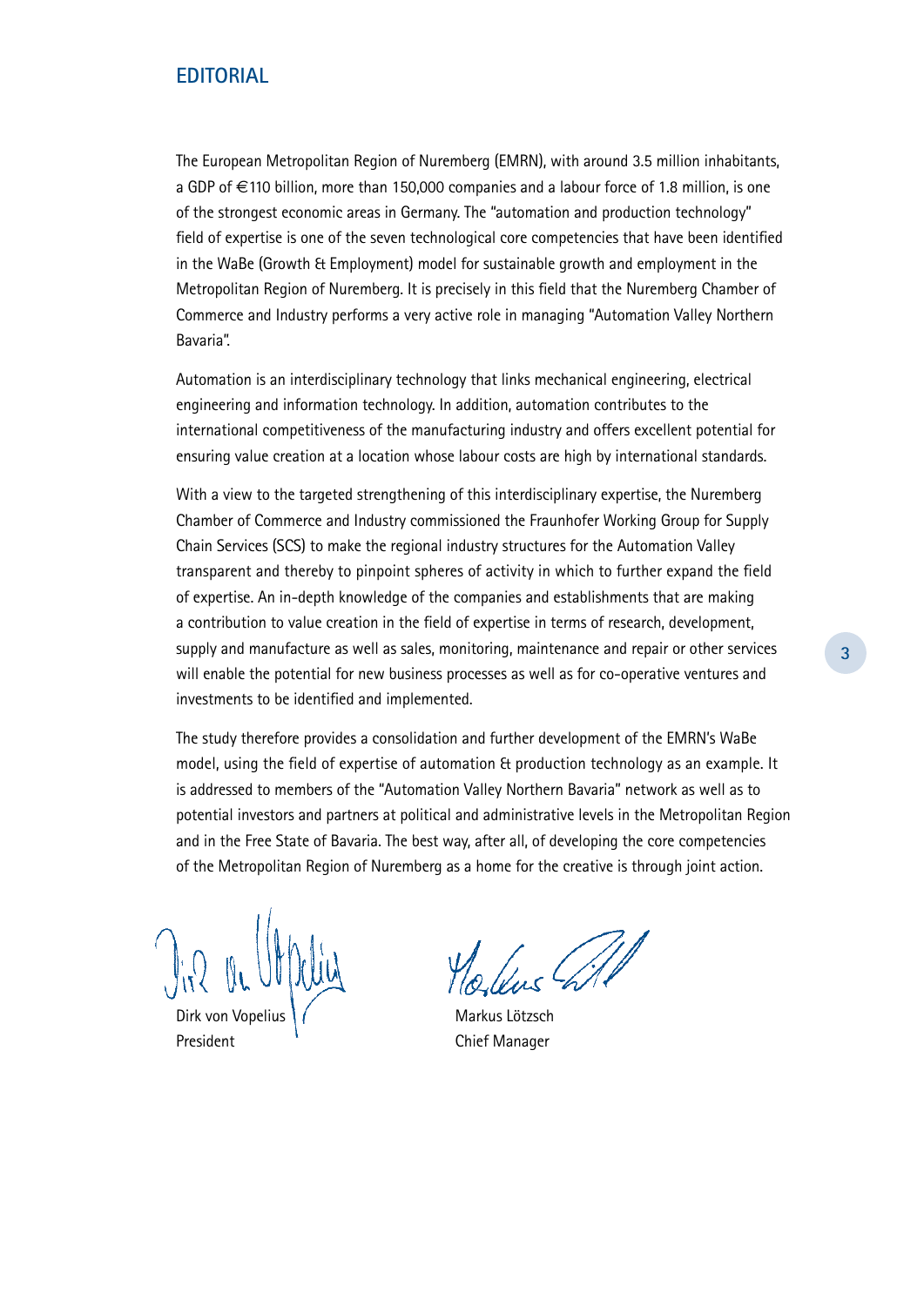# EDITORIAL

The European Metropolitan Region of Nuremberg (EMRN), with around 3.5 million inhabitants, a GDP of €110 billion, more than 150,000 companies and a labour force of 1.8 million, is one of the strongest economic areas in Germany. The "automation and production technology" field of expertise is one of the seven technological core competencies that have been identified in the WaBe (Growth & Employment) model for sustainable growth and employment in the Metropolitan Region of Nuremberg. It is precisely in this field that the Nuremberg Chamber of Commerce and Industry performs a very active role in managing "Automation Valley Northern Bavaria".

Automation is an interdisciplinary technology that links mechanical engineering, electrical engineering and information technology. In addition, automation contributes to the international competitiveness of the manufacturing industry and offers excellent potential for ensuring value creation at a location whose labour costs are high by international standards.

With a view to the targeted strengthening of this interdisciplinary expertise, the Nuremberg Chamber of Commerce and Industry commissioned the Fraunhofer Working Group for Supply Chain Services (SCS) to make the regional industry structures for the Automation Valley transparent and thereby to pinpoint spheres of activity in which to further expand the field of expertise. An in-depth knowledge of the companies and establishments that are making a contribution to value creation in the field of expertise in terms of research, development, supply and manufacture as well as sales, monitoring, maintenance and repair or other services will enable the potential for new business processes as well as for co-operative ventures and investments to be identified and implemented.

The study therefore provides a consolidation and further development of the EMRN's WaBe model, using the field of expertise of automation & production technology as an example. It is addressed to members of the "Automation Valley Northern Bavaria" network as well as to potential investors and partners at political and administrative levels in the Metropolitan Region and in the Free State of Bavaria. The best way, after all, of developing the core competencies of the Metropolitan Region of Nuremberg as a home for the creative is through joint action.

Dirk von Vopelius
President

Markus Lötzsch
Chief Manager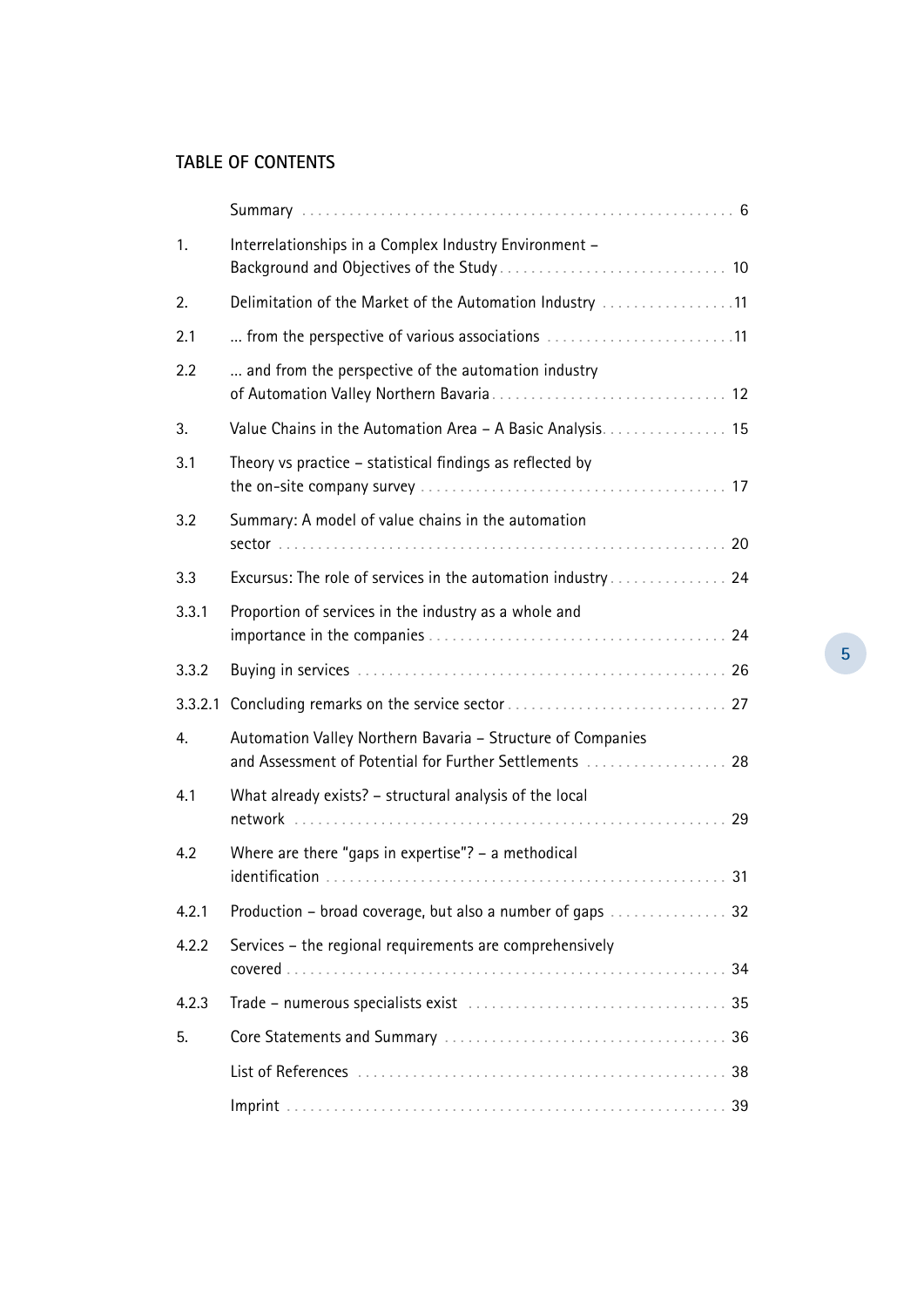## TABLE OF CONTENTS

| | | |
|---|---|---|
| | Summary | 6 |
| 1. | Interrelationships in a Complex Industry Environment – Background and Objectives of the Study | 10 |
| 2. | Delimitation of the Market of the Automation Industry | 11 |
| 2.1 | ... from the perspective of various associations | 11 |
| 2.2 | ... and from the perspective of the automation industry of Automation Valley Northern Bavaria | 12 |
| 3. | Value Chains in the Automation Area – A Basic Analysis | 15 |
| 3.1 | Theory vs practice – statistical findings as reflected by the on-site company survey | 17 |
| 3.2 | Summary: A model of value chains in the automation sector | 20 |
| 3.3 | Excursus: The role of services in the automation industry | 24 |
| 3.3.1 | Proportion of services in the industry as a whole and importance in the companies | 24 |
| 3.3.2 | Buying in services | 26 |
| 3.3.2.1 | Concluding remarks on the service sector | 27 |
| 4. | Automation Valley Northern Bavaria – Structure of Companies and Assessment of Potential for Further Settlements | 28 |
| 4.1 | What already exists? – structural analysis of the local network | 29 |
| 4.2 | Where are there "gaps in expertise"? – a methodical identification | 31 |
| 4.2.1 | Production – broad coverage, but also a number of gaps | 32 |
| 4.2.2 | Services – the regional requirements are comprehensively covered | 34 |
| 4.2.3 | Trade – numerous specialists exist | 35 |
| 5. | Core Statements and Summary | 36 |
| | List of References | 38 |
| | Imprint | 39 |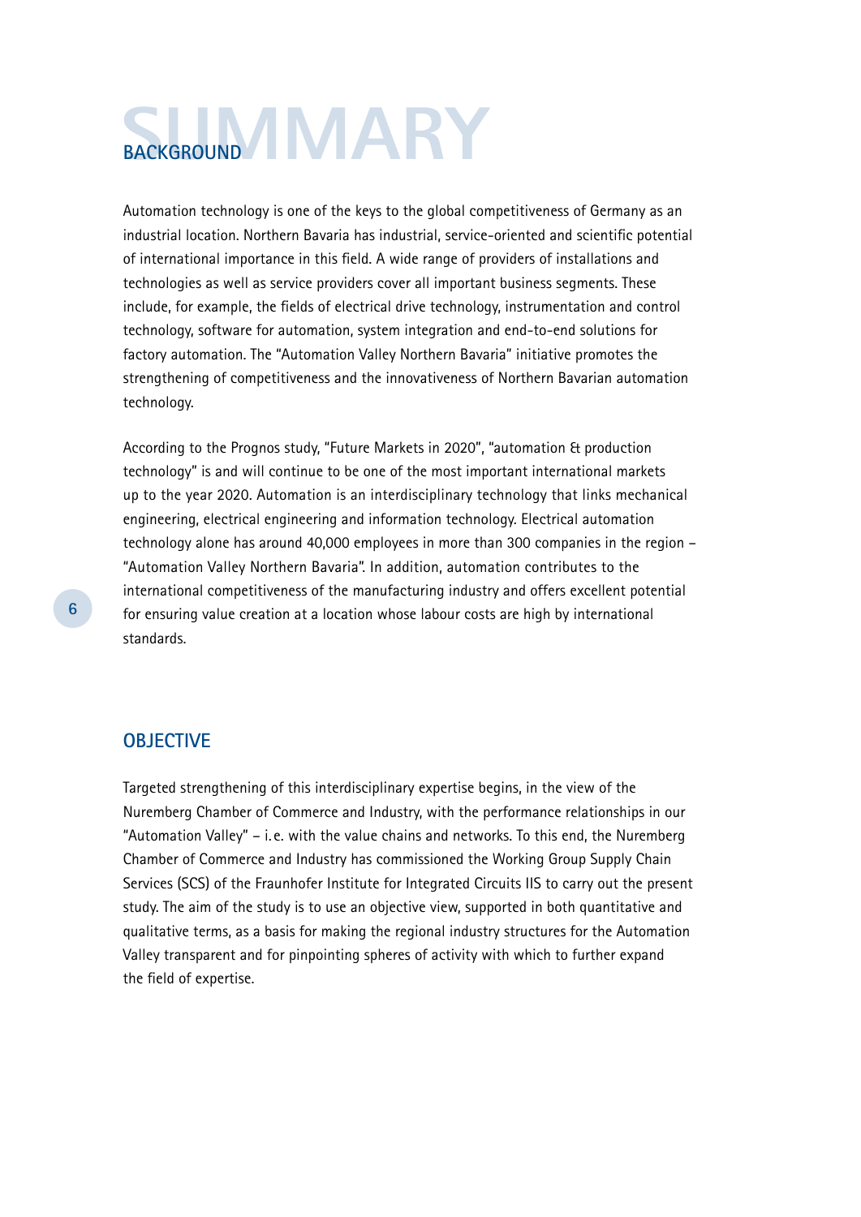# SUMMARY

## BACKGROUND

Automation technology is one of the keys to the global competitiveness of Germany as an industrial location. Northern Bavaria has industrial, service-oriented and scientific potential of international importance in this field. A wide range of providers of installations and technologies as well as service providers cover all important business segments. These include, for example, the fields of electrical drive technology, instrumentation and control technology, software for automation, system integration and end-to-end solutions for factory automation. The "Automation Valley Northern Bavaria" initiative promotes the strengthening of competitiveness and the innovativeness of Northern Bavarian automation technology.

According to the Prognos study, "Future Markets in 2020", "automation & production technology" is and will continue to be one of the most important international markets up to the year 2020. Automation is an interdisciplinary technology that links mechanical engineering, electrical engineering and information technology. Electrical automation technology alone has around 40,000 employees in more than 300 companies in the region – "Automation Valley Northern Bavaria". In addition, automation contributes to the international competitiveness of the manufacturing industry and offers excellent potential for ensuring value creation at a location whose labour costs are high by international standards.

## OBJECTIVE

Targeted strengthening of this interdisciplinary expertise begins, in the view of the Nuremberg Chamber of Commerce and Industry, with the performance relationships in our "Automation Valley" – i.e. with the value chains and networks. To this end, the Nuremberg Chamber of Commerce and Industry has commissioned the Working Group Supply Chain Services (SCS) of the Fraunhofer Institute for Integrated Circuits IIS to carry out the present study. The aim of the study is to use an objective view, supported in both quantitative and qualitative terms, as a basis for making the regional industry structures for the Automation Valley transparent and for pinpointing spheres of activity with which to further expand the field of expertise.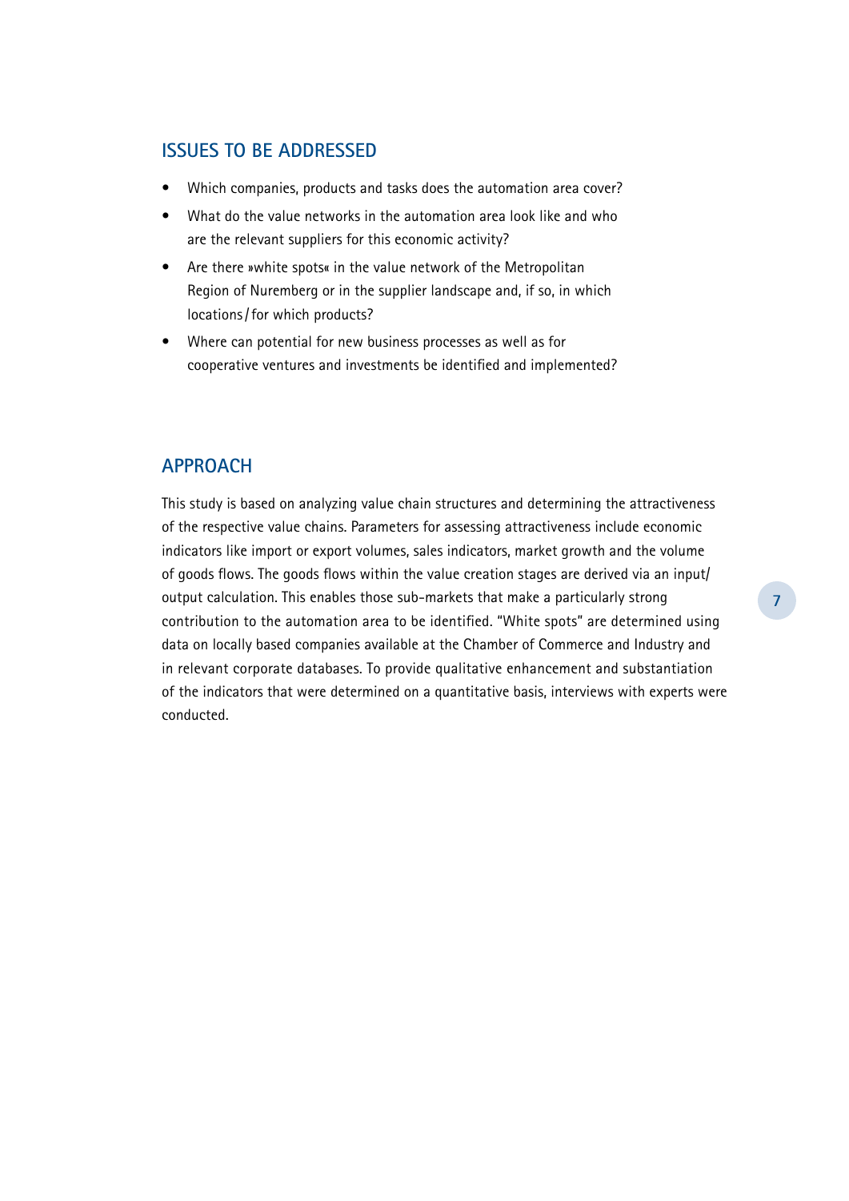## ISSUES TO BE ADDRESSED

- Which companies, products and tasks does the automation area cover?
- What do the value networks in the automation area look like and who are the relevant suppliers for this economic activity?
- Are there »white spots« in the value network of the Metropolitan Region of Nuremberg or in the supplier landscape and, if so, in which locations / for which products?
- Where can potential for new business processes as well as for cooperative ventures and investments be identified and implemented?

## APPROACH

This study is based on analyzing value chain structures and determining the attractiveness of the respective value chains. Parameters for assessing attractiveness include economic indicators like import or export volumes, sales indicators, market growth and the volume of goods flows. The goods flows within the value creation stages are derived via an input/output calculation. This enables those sub-markets that make a particularly strong contribution to the automation area to be identified. "White spots" are determined using data on locally based companies available at the Chamber of Commerce and Industry and in relevant corporate databases. To provide qualitative enhancement and substantiation of the indicators that were determined on a quantitative basis, interviews with experts were conducted.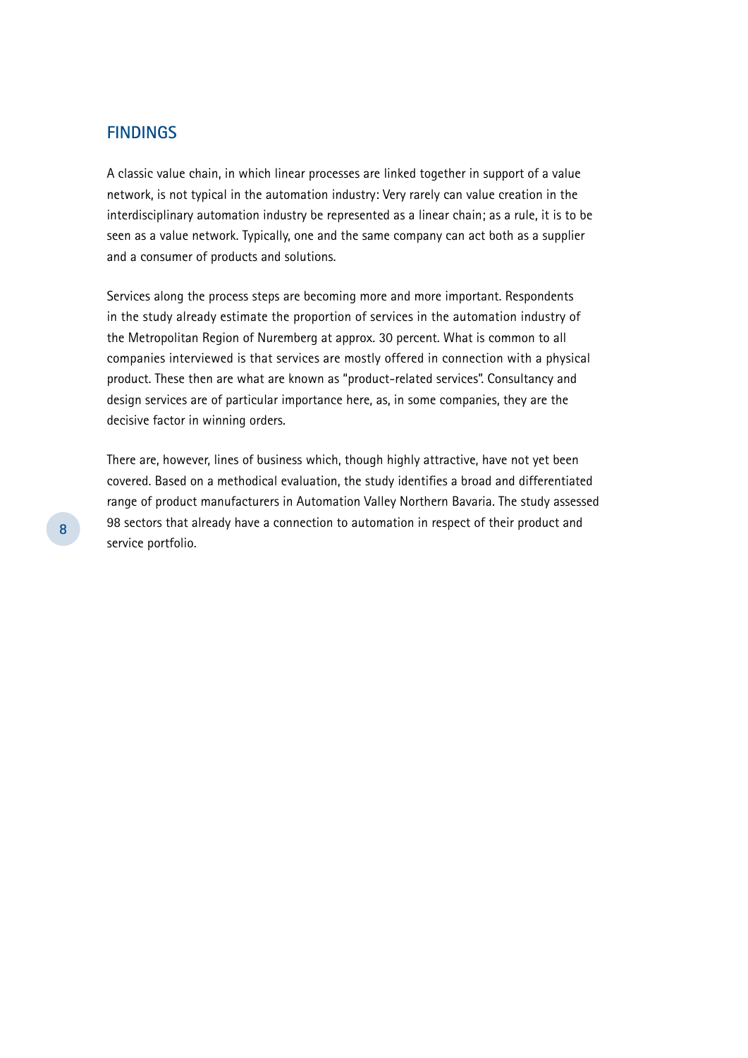## FINDINGS

A classic value chain, in which linear processes are linked together in support of a value network, is not typical in the automation industry: Very rarely can value creation in the interdisciplinary automation industry be represented as a linear chain; as a rule, it is to be seen as a value network. Typically, one and the same company can act both as a supplier and a consumer of products and solutions.

Services along the process steps are becoming more and more important. Respondents in the study already estimate the proportion of services in the automation industry of the Metropolitan Region of Nuremberg at approx. 30 percent. What is common to all companies interviewed is that services are mostly offered in connection with a physical product. These then are what are known as "product-related services". Consultancy and design services are of particular importance here, as, in some companies, they are the decisive factor in winning orders.

There are, however, lines of business which, though highly attractive, have not yet been covered. Based on a methodical evaluation, the study identifies a broad and differentiated range of product manufacturers in Automation Valley Northern Bavaria. The study assessed 98 sectors that already have a connection to automation in respect of their product and service portfolio.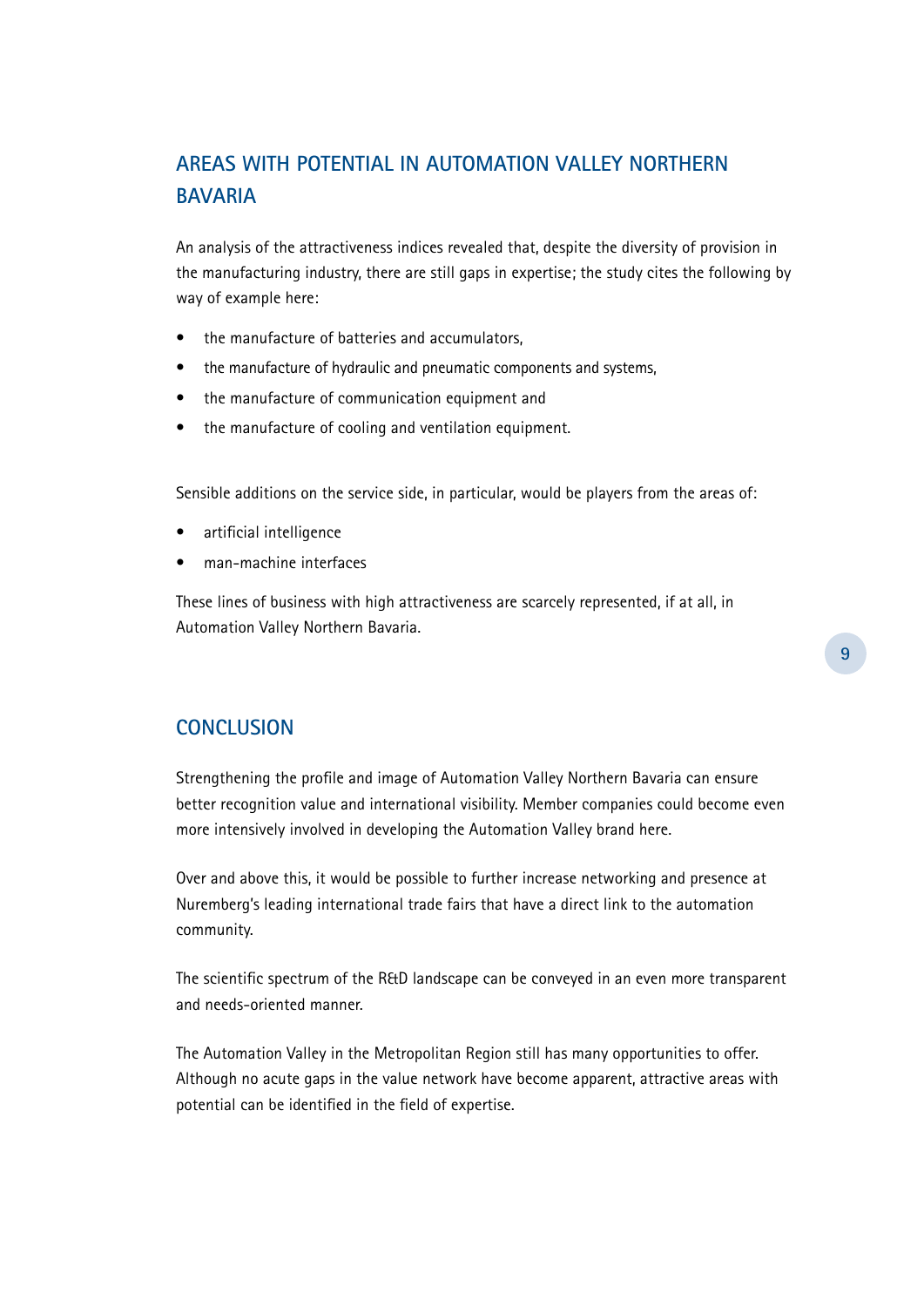## AREAS WITH POTENTIAL IN AUTOMATION VALLEY NORTHERN BAVARIA

An analysis of the attractiveness indices revealed that, despite the diversity of provision in the manufacturing industry, there are still gaps in expertise; the study cites the following by way of example here:

- the manufacture of batteries and accumulators,
- the manufacture of hydraulic and pneumatic components and systems,
- the manufacture of communication equipment and
- the manufacture of cooling and ventilation equipment.

Sensible additions on the service side, in particular, would be players from the areas of:

- artificial intelligence
- man-machine interfaces

These lines of business with high attractiveness are scarcely represented, if at all, in Automation Valley Northern Bavaria.

## CONCLUSION

Strengthening the profile and image of Automation Valley Northern Bavaria can ensure better recognition value and international visibility. Member companies could become even more intensively involved in developing the Automation Valley brand here.

Over and above this, it would be possible to further increase networking and presence at Nuremberg's leading international trade fairs that have a direct link to the automation community.

The scientific spectrum of the R&D landscape can be conveyed in an even more transparent and needs-oriented manner.

The Automation Valley in the Metropolitan Region still has many opportunities to offer. Although no acute gaps in the value network have become apparent, attractive areas with potential can be identified in the field of expertise.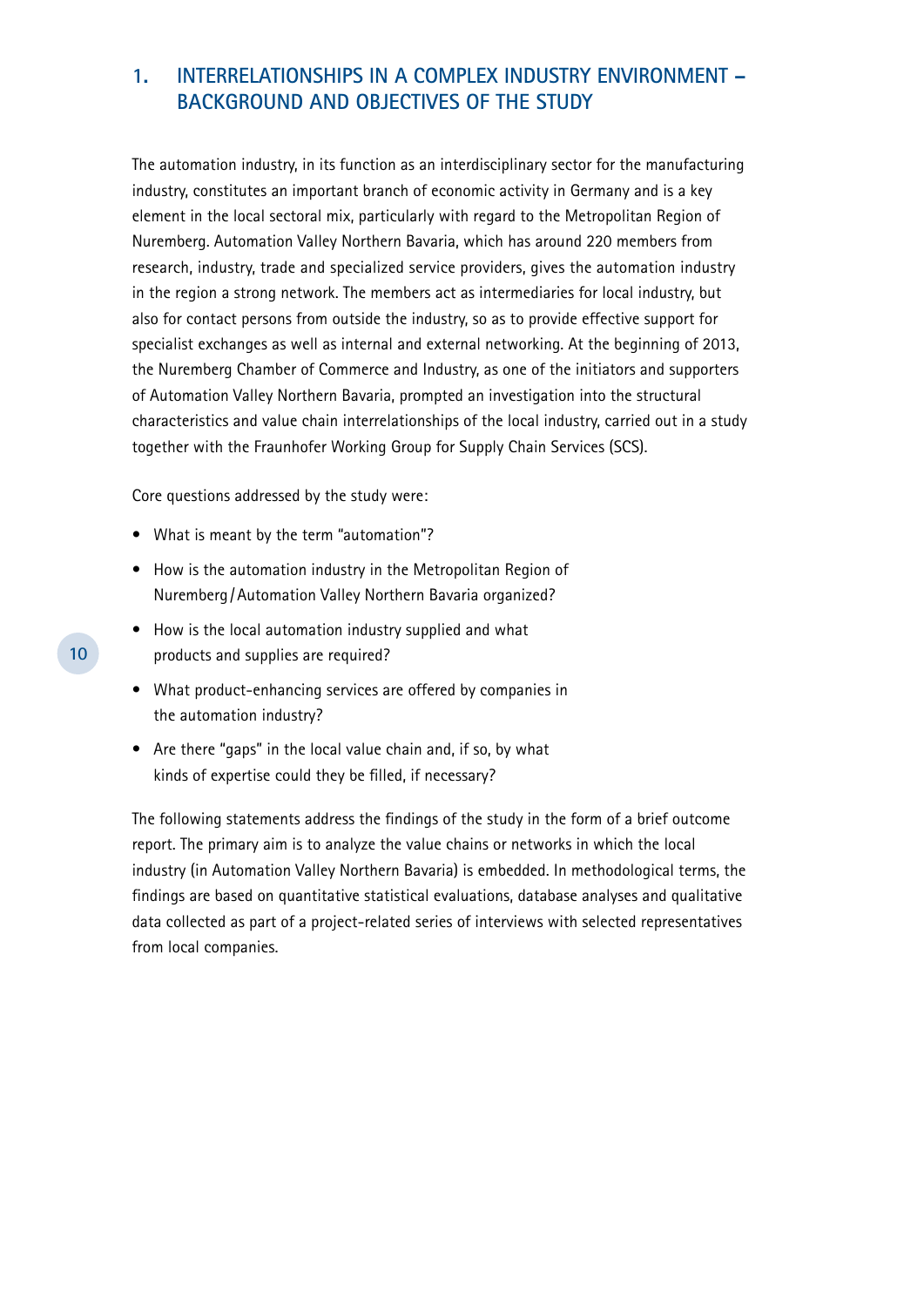# 1. INTERRELATIONSHIPS IN A COMPLEX INDUSTRY ENVIRONMENT – BACKGROUND AND OBJECTIVES OF THE STUDY

The automation industry, in its function as an interdisciplinary sector for the manufacturing industry, constitutes an important branch of economic activity in Germany and is a key element in the local sectoral mix, particularly with regard to the Metropolitan Region of Nuremberg. Automation Valley Northern Bavaria, which has around 220 members from research, industry, trade and specialized service providers, gives the automation industry in the region a strong network. The members act as intermediaries for local industry, but also for contact persons from outside the industry, so as to provide effective support for specialist exchanges as well as internal and external networking. At the beginning of 2013, the Nuremberg Chamber of Commerce and Industry, as one of the initiators and supporters of Automation Valley Northern Bavaria, prompted an investigation into the structural characteristics and value chain interrelationships of the local industry, carried out in a study together with the Fraunhofer Working Group for Supply Chain Services (SCS).

Core questions addressed by the study were:

- What is meant by the term "automation"?
- How is the automation industry in the Metropolitan Region of Nuremberg / Automation Valley Northern Bavaria organized?
- How is the local automation industry supplied and what products and supplies are required?
- What product-enhancing services are offered by companies in the automation industry?
- Are there "gaps" in the local value chain and, if so, by what kinds of expertise could they be filled, if necessary?

The following statements address the findings of the study in the form of a brief outcome report. The primary aim is to analyze the value chains or networks in which the local industry (in Automation Valley Northern Bavaria) is embedded. In methodological terms, the findings are based on quantitative statistical evaluations, database analyses and qualitative data collected as part of a project-related series of interviews with selected representatives from local companies.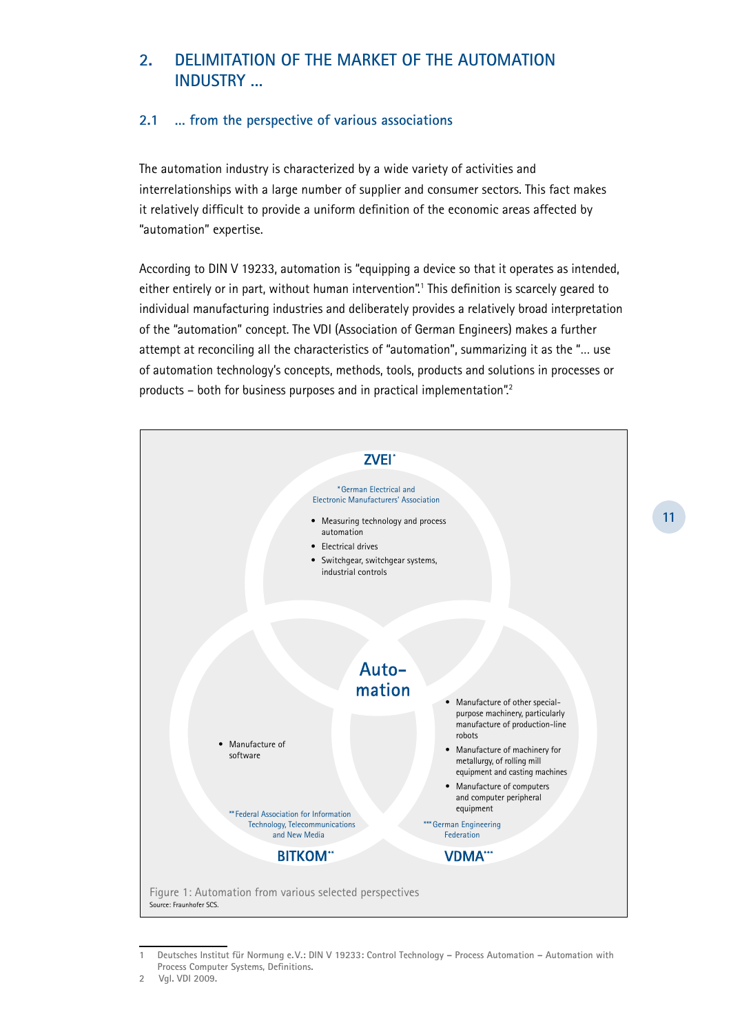## 2. DELIMITATION OF THE MARKET OF THE AUTOMATION INDUSTRY …

### 2.1 … from the perspective of various associations

The automation industry is characterized by a wide variety of activities and interrelationships with a large number of supplier and consumer sectors. This fact makes it relatively difficult to provide a uniform definition of the economic areas affected by "automation" expertise.

According to DIN V 19233, automation is "equipping a device so that it operates as intended, either entirely or in part, without human intervention".[1] This definition is scarcely geared to individual manufacturing industries and deliberately provides a relatively broad interpretation of the "automation" concept. The VDI (Association of German Engineers) makes a further attempt at reconciling all the characteristics of "automation", summarizing it as the "… use of automation technology's concepts, methods, tools, products and solutions in processes or products – both for business purposes and in practical implementation".[2]

**ZVEI***

*German Electrical and Electronic Manufacturers' Association

- Measuring technology and process automation
- Electrical drives
- Switchgear, switchgear systems, industrial controls

**Auto-mation**

**BITKOM****

**Federal Association for Information Technology, Telecommunications and New Media

- Manufacture of software

**VDMA*****

***German Engineering Federation

- Manufacture of other special-purpose machinery, particularly manufacture of production-line robots
- Manufacture of machinery for metallurgy, of rolling mill equipment and casting machines
- Manufacture of computers and computer peripheral equipment

Figure 1: Automation from various selected perspectives
Source: Fraunhofer SCS.

---

1 Deutsches Institut für Normung e.V.: DIN V 19233: Control Technology – Process Automation – Automation with Process Computer Systems, Definitions.

2 Vgl. VDI 2009.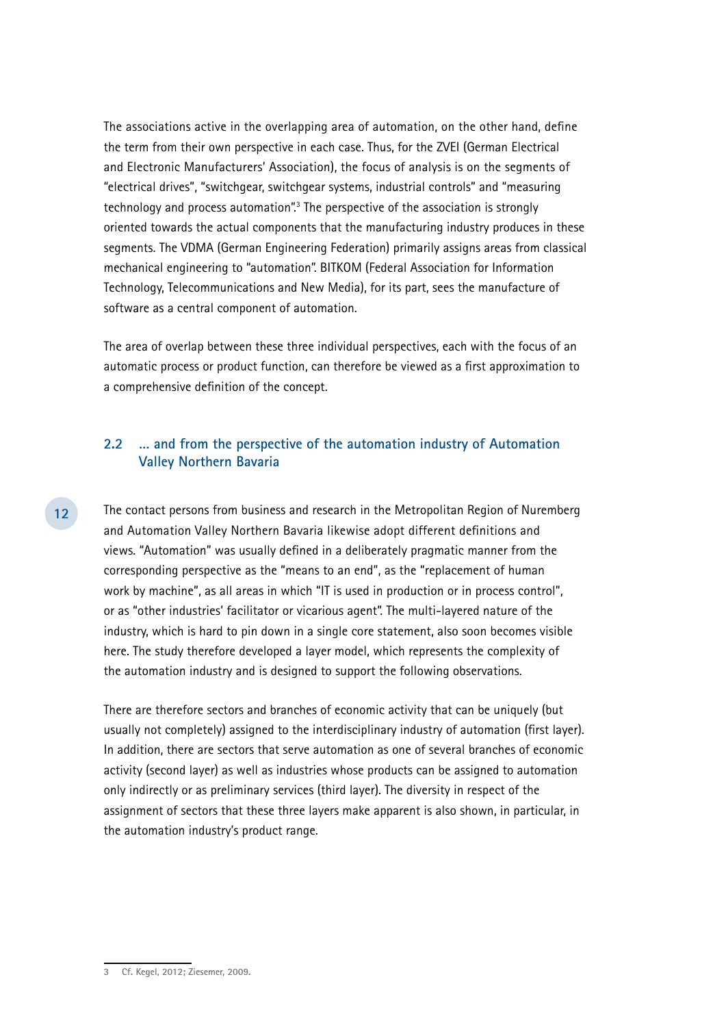The associations active in the overlapping area of automation, on the other hand, define the term from their own perspective in each case. Thus, for the ZVEI (German Electrical and Electronic Manufacturers' Association), the focus of analysis is on the segments of "electrical drives", "switchgear, switchgear systems, industrial controls" and "measuring technology and process automation".[3] The perspective of the association is strongly oriented towards the actual components that the manufacturing industry produces in these segments. The VDMA (German Engineering Federation) primarily assigns areas from classical mechanical engineering to "automation". BITKOM (Federal Association for Information Technology, Telecommunications and New Media), for its part, sees the manufacture of software as a central component of automation.

The area of overlap between these three individual perspectives, each with the focus of an automatic process or product function, can therefore be viewed as a first approximation to a comprehensive definition of the concept.

## 2.2 ... and from the perspective of the automation industry of Automation Valley Northern Bavaria

The contact persons from business and research in the Metropolitan Region of Nuremberg and Automation Valley Northern Bavaria likewise adopt different definitions and views. "Automation" was usually defined in a deliberately pragmatic manner from the corresponding perspective as the "means to an end", as the "replacement of human work by machine", as all areas in which "IT is used in production or in process control", or as "other industries' facilitator or vicarious agent". The multi-layered nature of the industry, which is hard to pin down in a single core statement, also soon becomes visible here. The study therefore developed a layer model, which represents the complexity of the automation industry and is designed to support the following observations.

There are therefore sectors and branches of economic activity that can be uniquely (but usually not completely) assigned to the interdisciplinary industry of automation (first layer). In addition, there are sectors that serve automation as one of several branches of economic activity (second layer) as well as industries whose products can be assigned to automation only indirectly or as preliminary services (third layer). The diversity in respect of the assignment of sectors that these three layers make apparent is also shown, in particular, in the automation industry's product range.

---

3 Cf. Kegel, 2012; Ziesemer, 2009.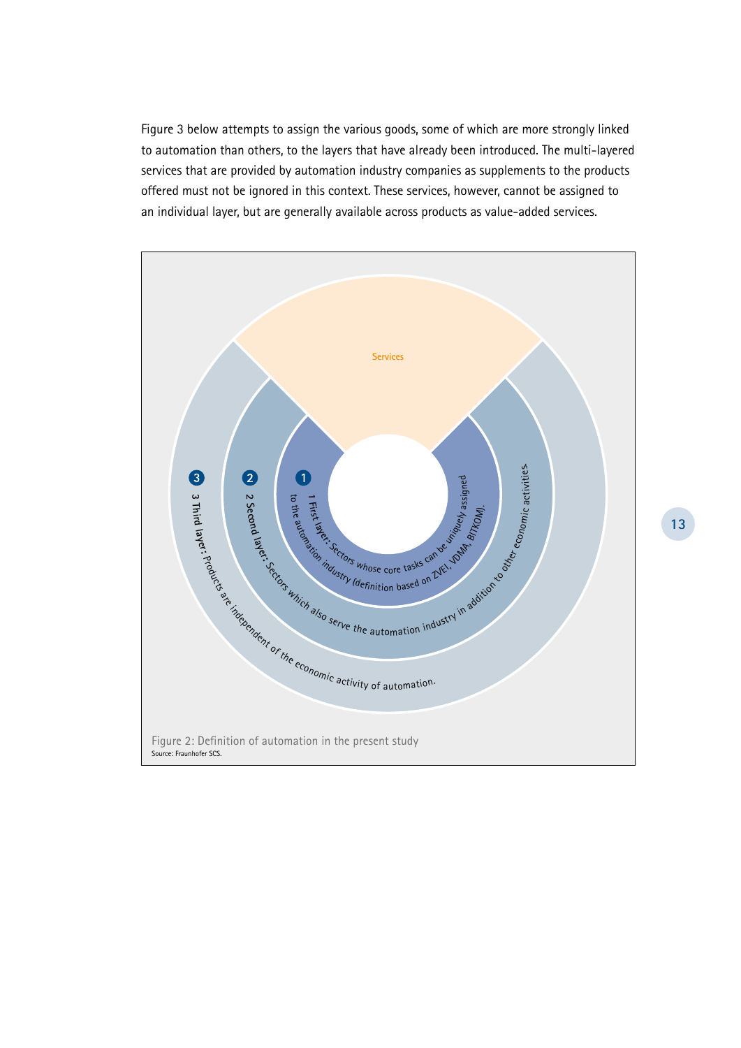Figure 3 below attempts to assign the various goods, some of which are more strongly linked to automation than others, to the layers that have already been introduced. The multi-layered services that are provided by automation industry companies as supplements to the products offered must not be ignored in this context. These services, however, cannot be assigned to an individual layer, but are generally available across products as value-added services.

Services

1 **First layer:** Sectors whose core tasks can be uniquely assigned to the automation industry (definition based on ZVEI, VDMA, BITKOM).

2 **Second layer:** Sectors which also serve the automation industry in addition to other economic activities.

3 **Third layer:** Products are independent of the economic activity of automation.

Figure 2: Definition of automation in the present study
Source: Fraunhofer SCS.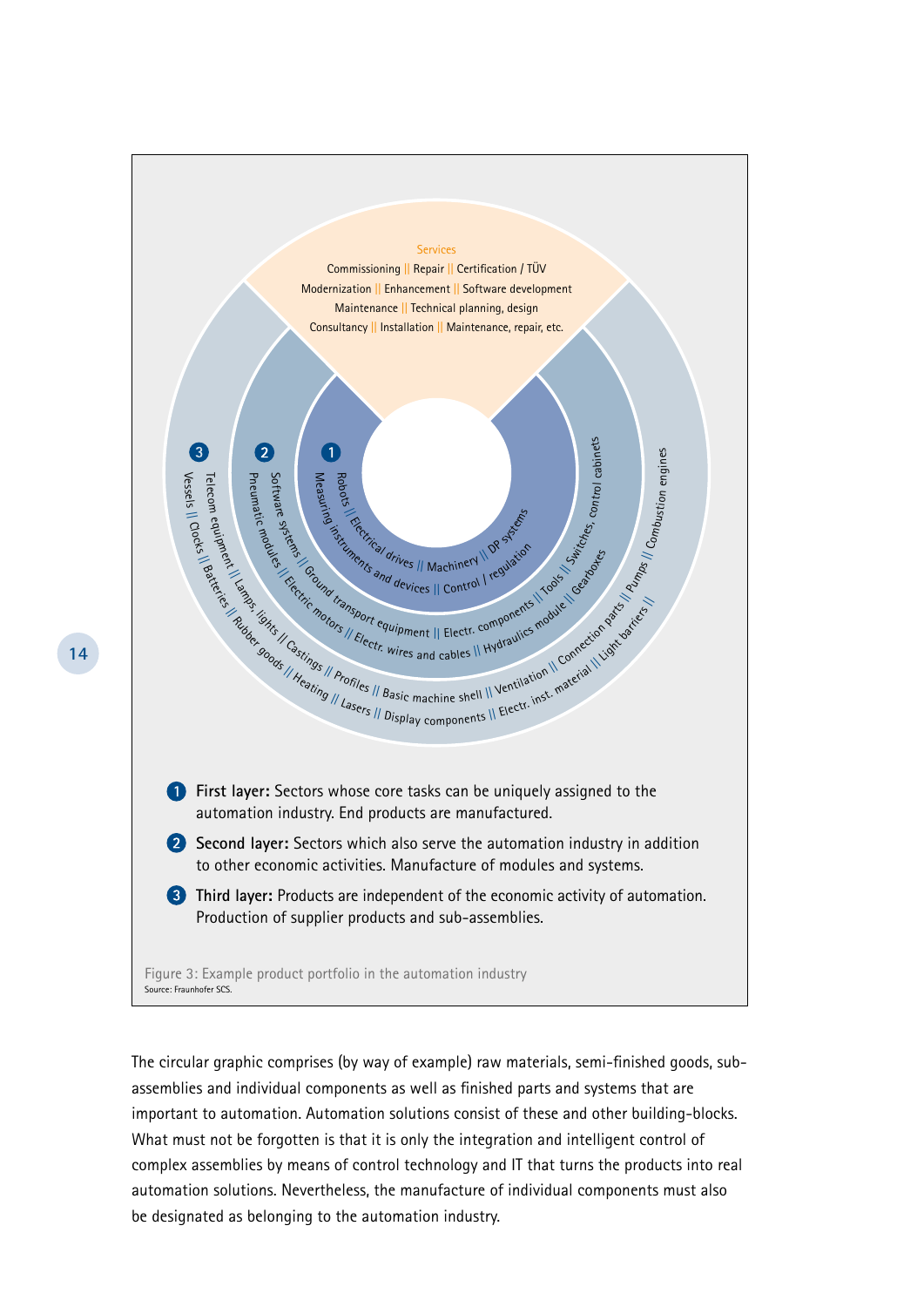Services

Commissioning || Repair || Certification / TÜV
Modernization || Enhancement || Software development
Maintenance || Technical planning, design
Consultancy || Installation || Maintenance, repair, etc.

1 Robots || Electrical drives || Machinery || DP systems
Measuring instruments and devices || Control / regulation

2 Software systems || Ground transport equipment || Electr. components || Tools || Switches, control cabinets
Pneumatic modules || Electric motors || Electr. wires and cables || Hydraulics module || Gearboxes

3 Telecom equipment || Lamps, lights || Castings || Profiles || Basic machine shell || Ventilation || Connection parts || Pumps || Combustion engines
Vessels || Clocks || Batteries || Rubber goods || Heating || Lasers || Display components || Electr. inst. material || Light barriers ||

1. **First layer:** Sectors whose core tasks can be uniquely assigned to the automation industry. End products are manufactured.
2. **Second layer:** Sectors which also serve the automation industry in addition to other economic activities. Manufacture of modules and systems.
3. **Third layer:** Products are independent of the economic activity of automation. Production of supplier products and sub-assemblies.

Figure 3: Example product portfolio in the automation industry
Source: Fraunhofer SCS.

The circular graphic comprises (by way of example) raw materials, semi-finished goods, sub-assemblies and individual components as well as finished parts and systems that are important to automation. Automation solutions consist of these and other building-blocks. What must not be forgotten is that it is only the integration and intelligent control of complex assemblies by means of control technology and IT that turns the products into real automation solutions. Nevertheless, the manufacture of individual components must also be designated as belonging to the automation industry.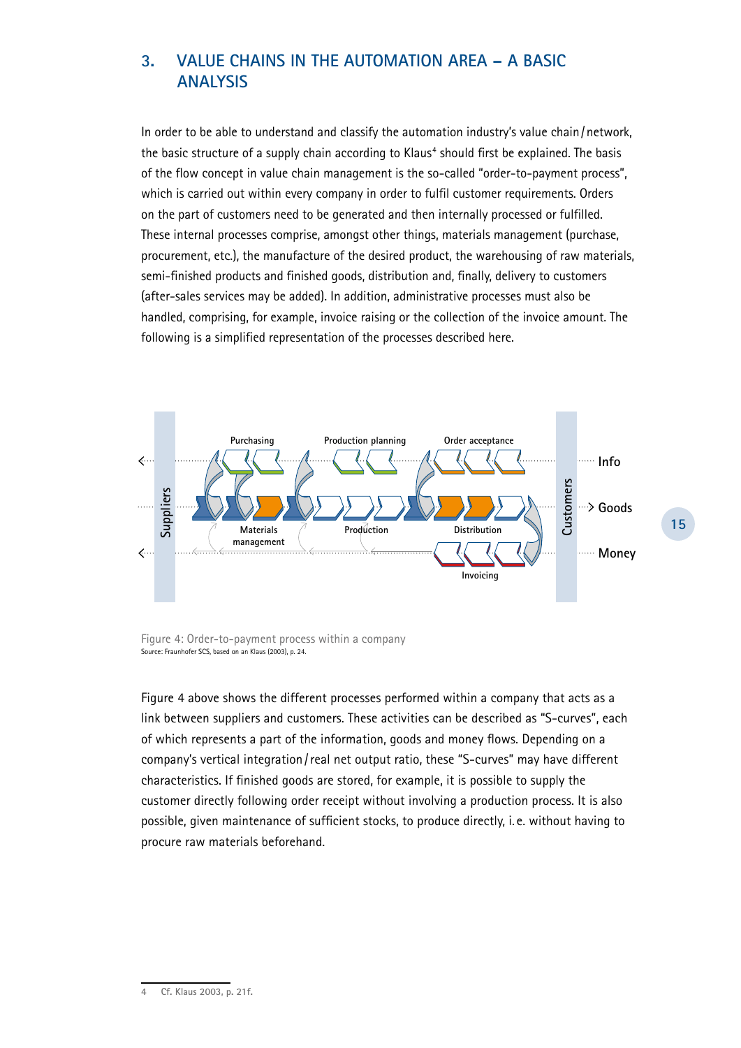## 3. VALUE CHAINS IN THE AUTOMATION AREA – A BASIC ANALYSIS

In order to be able to understand and classify the automation industry's value chain / network, the basic structure of a supply chain according to Klaus[4] should first be explained. The basis of the flow concept in value chain management is the so-called "order-to-payment process", which is carried out within every company in order to fulfil customer requirements. Orders on the part of customers need to be generated and then internally processed or fulfilled. These internal processes comprise, amongst other things, materials management (purchase, procurement, etc.), the manufacture of the desired product, the warehousing of raw materials, semi-finished products and finished goods, distribution and, finally, delivery to customers (after-sales services may be added). In addition, administrative processes must also be handled, comprising, for example, invoice raising or the collection of the invoice amount. The following is a simplified representation of the processes described here.

Figure 4: Order-to-payment process within a company
Source: Fraunhofer SCS, based on an Klaus (2003), p. 24.

Figure 4 above shows the different processes performed within a company that acts as a link between suppliers and customers. These activities can be described as "S-curves", each of which represents a part of the information, goods and money flows. Depending on a company's vertical integration / real net output ratio, these "S-curves" may have different characteristics. If finished goods are stored, for example, it is possible to supply the customer directly following order receipt without involving a production process. It is also possible, given maintenance of sufficient stocks, to produce directly, i. e. without having to procure raw materials beforehand.

4 Cf. Klaus 2003, p. 21f.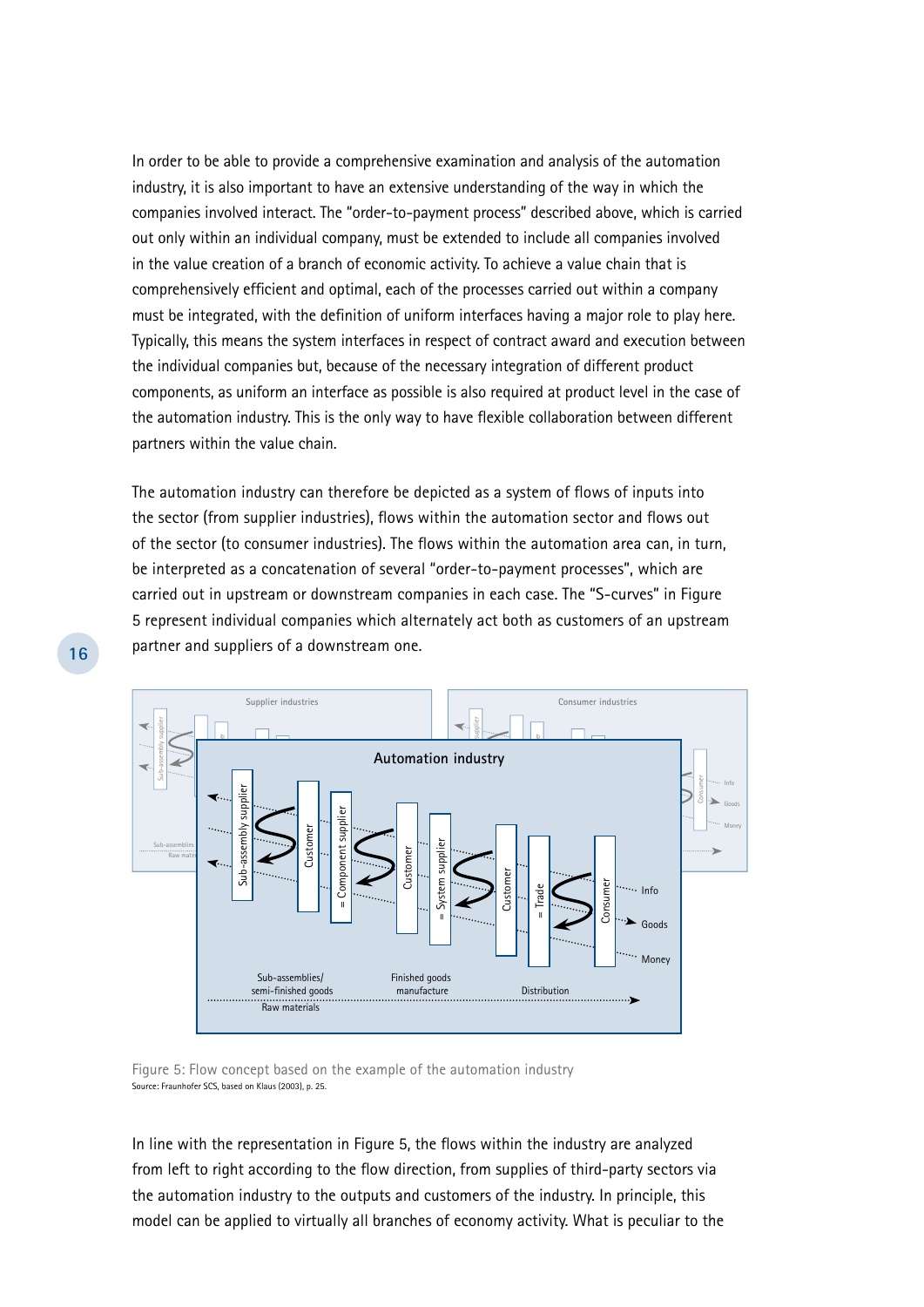In order to be able to provide a comprehensive examination and analysis of the automation industry, it is also important to have an extensive understanding of the way in which the companies involved interact. The "order-to-payment process" described above, which is carried out only within an individual company, must be extended to include all companies involved in the value creation of a branch of economic activity. To achieve a value chain that is comprehensively efficient and optimal, each of the processes carried out within a company must be integrated, with the definition of uniform interfaces having a major role to play here. Typically, this means the system interfaces in respect of contract award and execution between the individual companies but, because of the necessary integration of different product components, as uniform an interface as possible is also required at product level in the case of the automation industry. This is the only way to have flexible collaboration between different partners within the value chain.

The automation industry can therefore be depicted as a system of flows of inputs into the sector (from supplier industries), flows within the automation sector and flows out of the sector (to consumer industries). The flows within the automation area can, in turn, be interpreted as a concatenation of several "order-to-payment processes", which are carried out in upstream or downstream companies in each case. The "S-curves" in Figure 5 represent individual companies which alternately act both as customers of an upstream partner and suppliers of a downstream one.

Figure 5: Flow concept based on the example of the automation industry
Source: Fraunhofer SCS, based on Klaus (2003), p. 25.

In line with the representation in Figure 5, the flows within the industry are analyzed from left to right according to the flow direction, from supplies of third-party sectors via the automation industry to the outputs and customers of the industry. In principle, this model can be applied to virtually all branches of economy activity. What is peculiar to the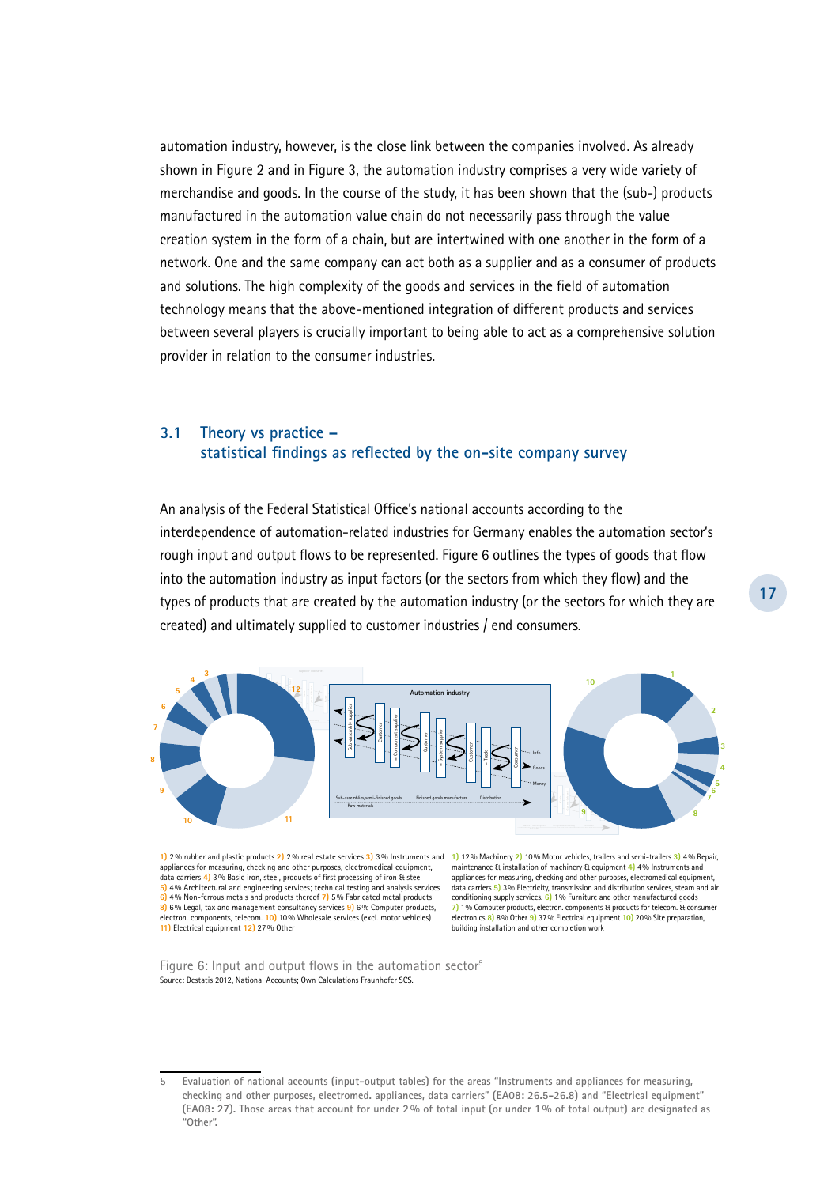automation industry, however, is the close link between the companies involved. As already shown in Figure 2 and in Figure 3, the automation industry comprises a very wide variety of merchandise and goods. In the course of the study, it has been shown that the (sub-) products manufactured in the automation value chain do not necessarily pass through the value creation system in the form of a chain, but are intertwined with one another in the form of a network. One and the same company can act both as a supplier and as a consumer of products and solutions. The high complexity of the goods and services in the field of automation technology means that the above-mentioned integration of different products and services between several players is crucially important to being able to act as a comprehensive solution provider in relation to the consumer industries.

## 3.1 Theory vs practice – statistical findings as reflected by the on-site company survey

An analysis of the Federal Statistical Office's national accounts according to the interdependence of automation-related industries for Germany enables the automation sector's rough input and output flows to be represented. Figure 6 outlines the types of goods that flow into the automation industry as input factors (or the sectors from which they flow) and the types of products that are created by the automation industry (or the sectors for which they are created) and ultimately supplied to customer industries / end consumers.

1) 2% rubber and plastic products 2) 2% real estate services 3) 3% Instruments and appliances for measuring, checking and other purposes, electromedical equipment, data carriers 4) 3% Basic iron, steel, products of first processing of iron & steel 5) 4% Architectural and engineering services; technical testing and analysis services 6) 4% Non-ferrous metals and products thereof 7) 5% Fabricated metal products 8) 6% Legal, tax and management consultancy services 9) 6% Computer products, electron. components, telecom. 10) 10% Wholesale services (excl. motor vehicles) 11) Electrical equipment 12) 27% Other

1) 12% Machinery 2) 10% Motor vehicles, trailers and semi-trailers 3) 4% Repair, maintenance & installation of machinery & equipment 4) 4% Instruments and appliances for measuring, checking and other purposes, electromedical equipment, data carriers 5) 3% Electricity, transmission and distribution services, steam and air conditioning supply services. 6) 1% Furniture and other manufactured goods 7) 1% Computer products, electron. components & products for telecom. & consumer electronics 8) 8% Other 9) 37% Electrical equipment 10) 20% Site preparation, building installation and other completion work

Figure 6: Input and output flows in the automation sector[5]
Source: Destatis 2012, National Accounts; Own Calculations Fraunhofer SCS.

5 Evaluation of national accounts (input-output tables) for the areas "Instruments and appliances for measuring, checking and other purposes, electromed. appliances, data carriers" (EA08: 26.5–26.8) and "Electrical equipment" (EA08: 27). Those areas that account for under 2% of total input (or under 1% of total output) are designated as "Other".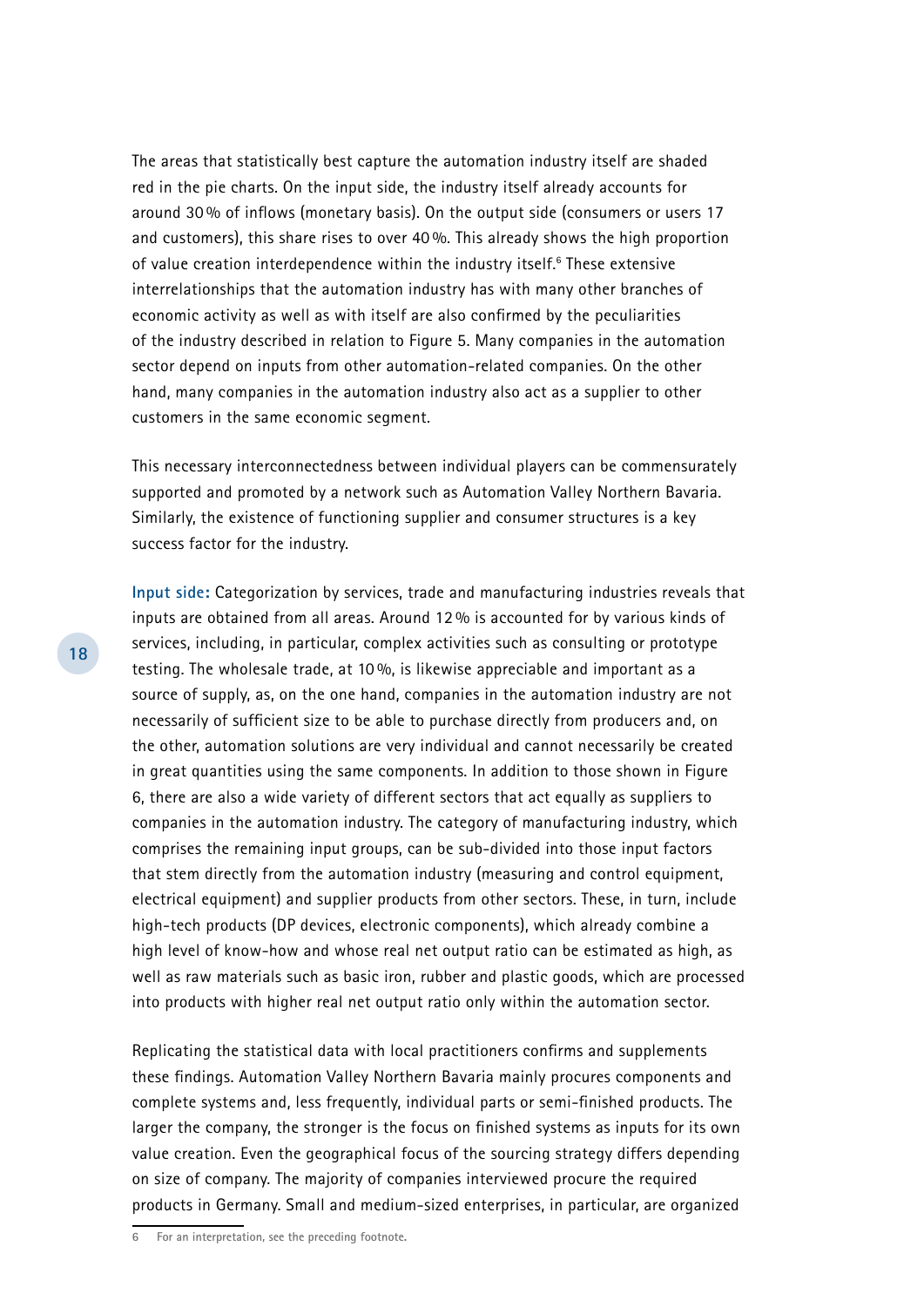The areas that statistically best capture the automation industry itself are shaded red in the pie charts. On the input side, the industry itself already accounts for around 30 % of inflows (monetary basis). On the output side (consumers or users 17 and customers), this share rises to over 40 %. This already shows the high proportion of value creation interdependence within the industry itself.[6] These extensive interrelationships that the automation industry has with many other branches of economic activity as well as with itself are also confirmed by the peculiarities of the industry described in relation to Figure 5. Many companies in the automation sector depend on inputs from other automation-related companies. On the other hand, many companies in the automation industry also act as a supplier to other customers in the same economic segment.

This necessary interconnectedness between individual players can be commensurately supported and promoted by a network such as Automation Valley Northern Bavaria. Similarly, the existence of functioning supplier and consumer structures is a key success factor for the industry.

**Input side:** Categorization by services, trade and manufacturing industries reveals that inputs are obtained from all areas. Around 12 % is accounted for by various kinds of services, including, in particular, complex activities such as consulting or prototype testing. The wholesale trade, at 10 %, is likewise appreciable and important as a source of supply, as, on the one hand, companies in the automation industry are not necessarily of sufficient size to be able to purchase directly from producers and, on the other, automation solutions are very individual and cannot necessarily be created in great quantities using the same components. In addition to those shown in Figure 6, there are also a wide variety of different sectors that act equally as suppliers to companies in the automation industry. The category of manufacturing industry, which comprises the remaining input groups, can be sub-divided into those input factors that stem directly from the automation industry (measuring and control equipment, electrical equipment) and supplier products from other sectors. These, in turn, include high-tech products (DP devices, electronic components), which already combine a high level of know-how and whose real net output ratio can be estimated as high, as well as raw materials such as basic iron, rubber and plastic goods, which are processed into products with higher real net output ratio only within the automation sector.

Replicating the statistical data with local practitioners confirms and supplements these findings. Automation Valley Northern Bavaria mainly procures components and complete systems and, less frequently, individual parts or semi-finished products. The larger the company, the stronger is the focus on finished systems as inputs for its own value creation. Even the geographical focus of the sourcing strategy differs depending on size of company. The majority of companies interviewed procure the required products in Germany. Small and medium-sized enterprises, in particular, are organized

---

6 For an interpretation, see the preceding footnote.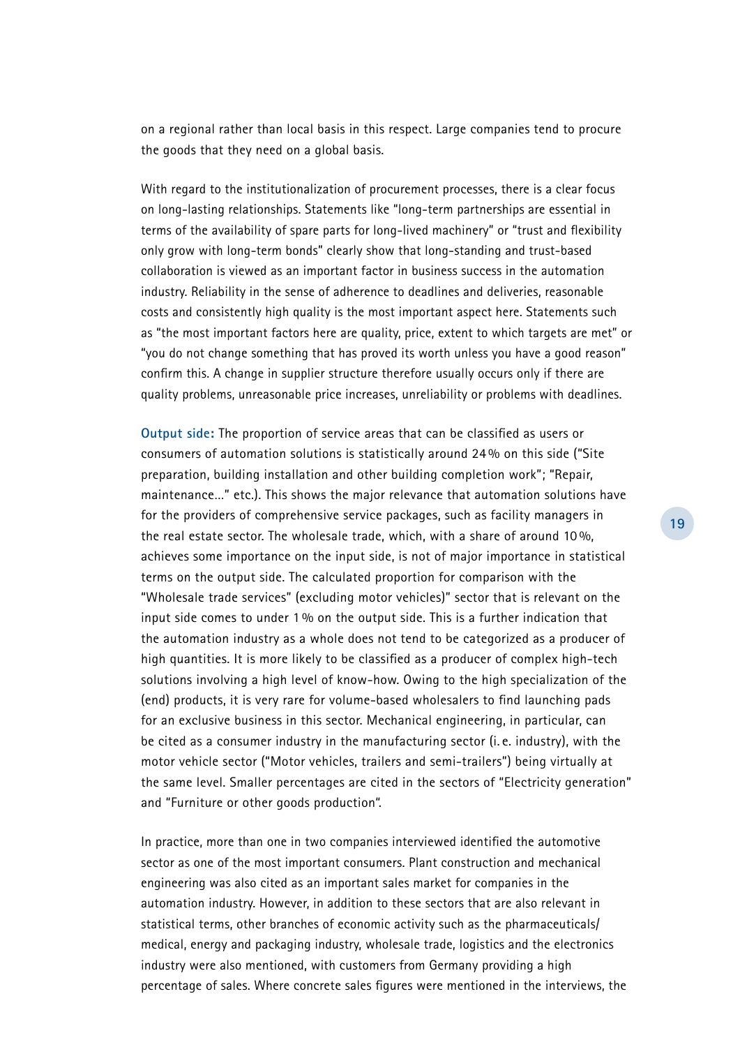on a regional rather than local basis in this respect. Large companies tend to procure the goods that they need on a global basis.

With regard to the institutionalization of procurement processes, there is a clear focus on long-lasting relationships. Statements like "long-term partnerships are essential in terms of the availability of spare parts for long-lived machinery" or "trust and flexibility only grow with long-term bonds" clearly show that long-standing and trust-based collaboration is viewed as an important factor in business success in the automation industry. Reliability in the sense of adherence to deadlines and deliveries, reasonable costs and consistently high quality is the most important aspect here. Statements such as "the most important factors here are quality, price, extent to which targets are met" or "you do not change something that has proved its worth unless you have a good reason" confirm this. A change in supplier structure therefore usually occurs only if there are quality problems, unreasonable price increases, unreliability or problems with deadlines.

**Output side:** The proportion of service areas that can be classified as users or consumers of automation solutions is statistically around 24 % on this side ("Site preparation, building installation and other building completion work"; "Repair, maintenance…" etc.). This shows the major relevance that automation solutions have for the providers of comprehensive service packages, such as facility managers in the real estate sector. The wholesale trade, which, with a share of around 10 %, achieves some importance on the input side, is not of major importance in statistical terms on the output side. The calculated proportion for comparison with the "Wholesale trade services" (excluding motor vehicles)" sector that is relevant on the input side comes to under 1 % on the output side. This is a further indication that the automation industry as a whole does not tend to be categorized as a producer of high quantities. It is more likely to be classified as a producer of complex high-tech solutions involving a high level of know-how. Owing to the high specialization of the (end) products, it is very rare for volume-based wholesalers to find launching pads for an exclusive business in this sector. Mechanical engineering, in particular, can be cited as a consumer industry in the manufacturing sector (i. e. industry), with the motor vehicle sector ("Motor vehicles, trailers and semi-trailers") being virtually at the same level. Smaller percentages are cited in the sectors of "Electricity generation" and "Furniture or other goods production".

In practice, more than one in two companies interviewed identified the automotive sector as one of the most important consumers. Plant construction and mechanical engineering was also cited as an important sales market for companies in the automation industry. However, in addition to these sectors that are also relevant in statistical terms, other branches of economic activity such as the pharmaceuticals/medical, energy and packaging industry, wholesale trade, logistics and the electronics industry were also mentioned, with customers from Germany providing a high percentage of sales. Where concrete sales figures were mentioned in the interviews, the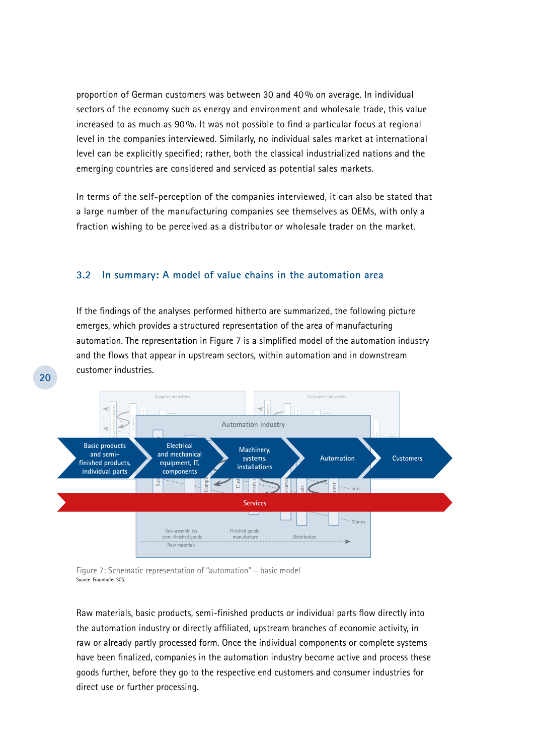proportion of German customers was between 30 and 40 % on average. In individual sectors of the economy such as energy and environment and wholesale trade, this value increased to as much as 90 %. It was not possible to find a particular focus at regional level in the companies interviewed. Similarly, no individual sales market at international level can be explicitly specified; rather, both the classical industrialized nations and the emerging countries are considered and serviced as potential sales markets.

In terms of the self-perception of the companies interviewed, it can also be stated that a large number of the manufacturing companies see themselves as OEMs, with only a fraction wishing to be perceived as a distributor or wholesale trader on the market.

## 3.2 In summary: A model of value chains in the automation area

If the findings of the analyses performed hitherto are summarized, the following picture emerges, which provides a structured representation of the area of manufacturing automation. The representation in Figure 7 is a simplified model of the automation industry and the flows that appear in upstream sectors, within automation and in downstream customer industries.

Supplier industries | Consumer industries | Automation industry

Basic products and semi-finished products, individual parts → Electrical and mechanical equipment, IT, components → Machinery, systems, installations → Automation → Customers

Services

Info | Money

Sub-assemblies/ semi-finished goods | Finished goods manufacture | Distribution | Raw materials

Figure 7: Schematic representation of "automation" – basic model
Source: Fraunhofer SCS.

Raw materials, basic products, semi-finished products or individual parts flow directly into the automation industry or directly affiliated, upstream branches of economic activity, in raw or already partly processed form. Once the individual components or complete systems have been finalized, companies in the automation industry become active and process these goods further, before they go to the respective end customers and consumer industries for direct use or further processing.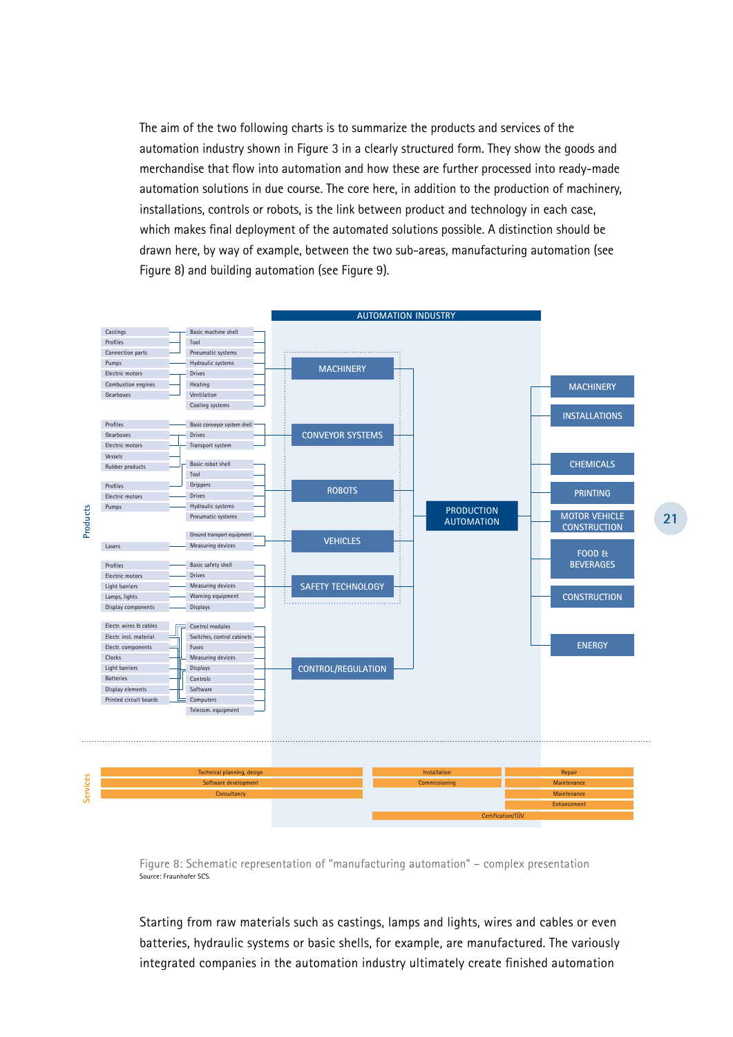The aim of the two following charts is to summarize the products and services of the automation industry shown in Figure 3 in a clearly structured form. They show the goods and merchandise that flow into automation and how these are further processed into ready-made automation solutions in due course. The core here, in addition to the production of machinery, installations, controls or robots, is the link between product and technology in each case, which makes final deployment of the automated solutions possible. A distinction should be drawn here, by way of example, between the two sub-areas, manufacturing automation (see Figure 8) and building automation (see Figure 9).

Figure 8: Schematic representation of "manufacturing automation" – complex presentation
Source: Fraunhofer SCS.

Starting from raw materials such as castings, lamps and lights, wires and cables or even batteries, hydraulic systems or basic shells, for example, are manufactured. The variously integrated companies in the automation industry ultimately create finished automation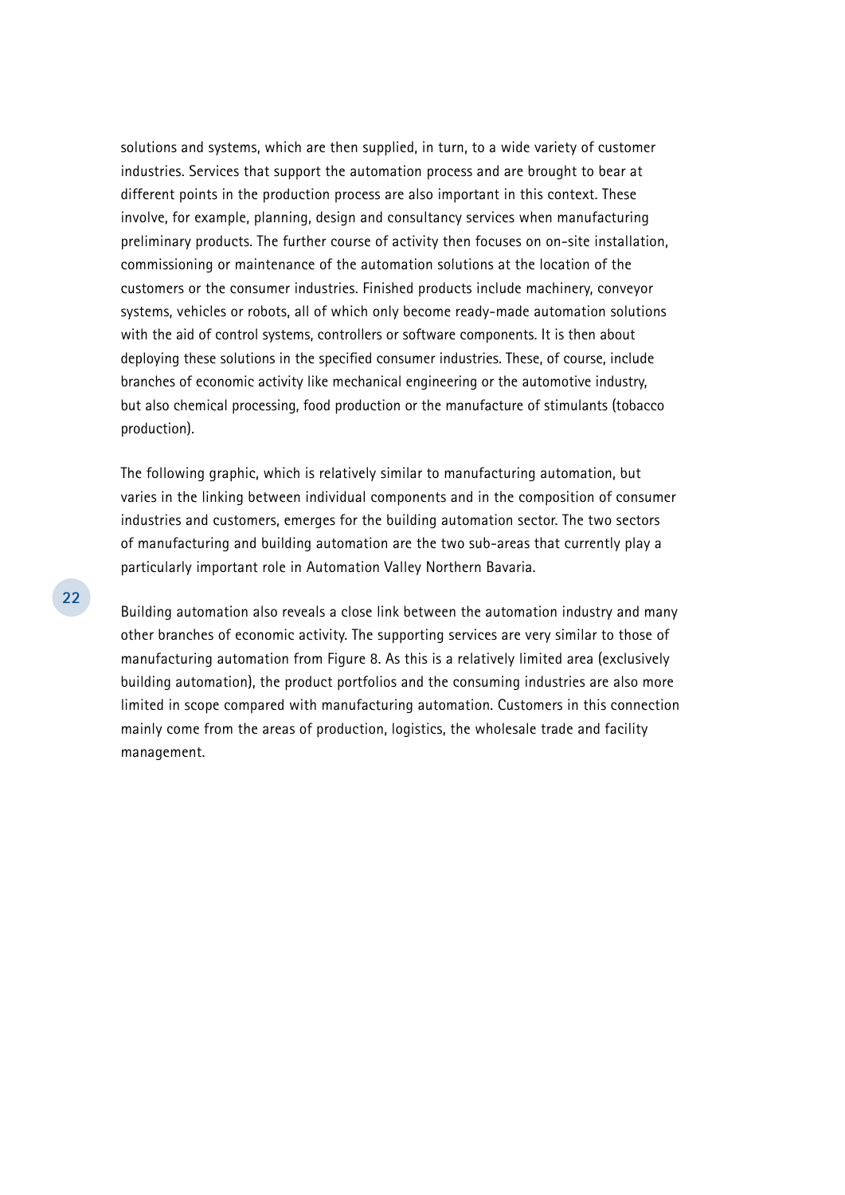solutions and systems, which are then supplied, in turn, to a wide variety of customer industries. Services that support the automation process and are brought to bear at different points in the production process are also important in this context. These involve, for example, planning, design and consultancy services when manufacturing preliminary products. The further course of activity then focuses on on-site installation, commissioning or maintenance of the automation solutions at the location of the customers or the consumer industries. Finished products include machinery, conveyor systems, vehicles or robots, all of which only become ready-made automation solutions with the aid of control systems, controllers or software components. It is then about deploying these solutions in the specified consumer industries. These, of course, include branches of economic activity like mechanical engineering or the automotive industry, but also chemical processing, food production or the manufacture of stimulants (tobacco production).

The following graphic, which is relatively similar to manufacturing automation, but varies in the linking between individual components and in the composition of consumer industries and customers, emerges for the building automation sector. The two sectors of manufacturing and building automation are the two sub-areas that currently play a particularly important role in Automation Valley Northern Bavaria.

Building automation also reveals a close link between the automation industry and many other branches of economic activity. The supporting services are very similar to those of manufacturing automation from Figure 8. As this is a relatively limited area (exclusively building automation), the product portfolios and the consuming industries are also more limited in scope compared with manufacturing automation. Customers in this connection mainly come from the areas of production, logistics, the wholesale trade and facility management.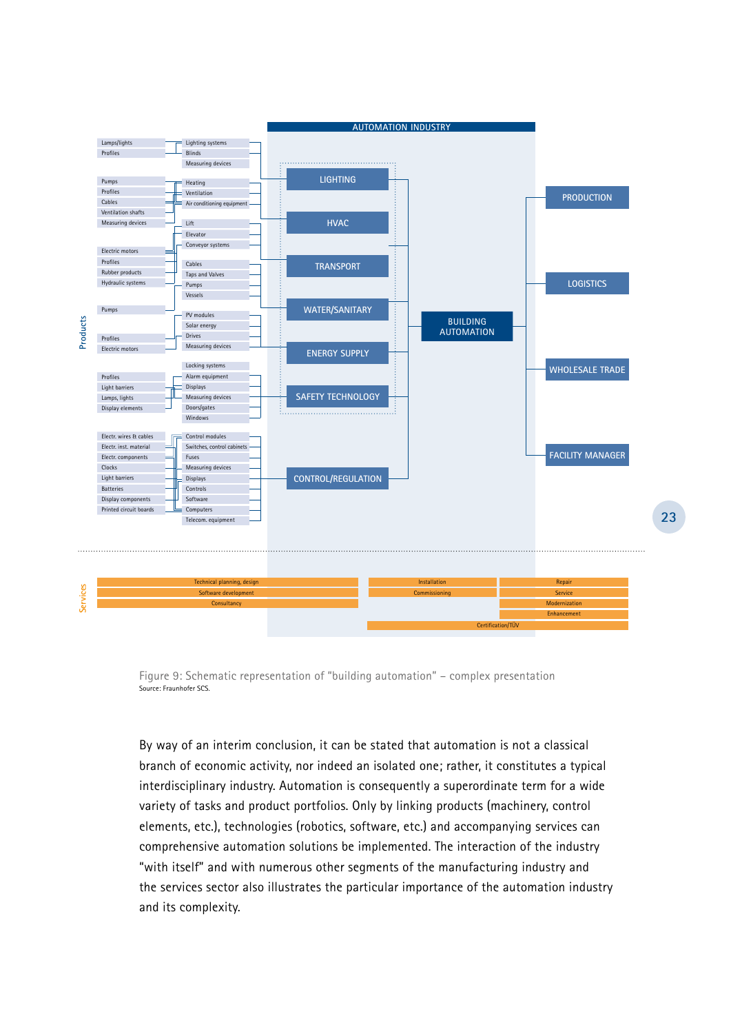AUTOMATION INDUSTRY

**Products**

| Products | Components | Area |
| --- | --- | --- |
| Lamps/lights, Profiles | Lighting systems, Blinds, Measuring devices | LIGHTING |
| Pumps, Profiles, Cables, Ventilation shafts, Measuring devices | Heating, Ventilation, Air conditioning equipment | HVAC |
| Electric motors, Profiles, Rubber products, Hydraulic systems | Lift, Elevator, Conveyor systems | TRANSPORT |
| Pumps | Cables, Taps and Valves, Pumps, Vessels | WATER/SANITARY |
| Profiles, Electric motors | PV modules, Solar energy, Drives, Measuring devices | ENERGY SUPPLY |
| Profiles, Light barriers, Lamps, lights, Display elements | Locking systems, Alarm equipment, Displays, Measuring devices, Doors/gates, Windows | SAFETY TECHNOLOGY |
| Electr. wires & cables, Electr. inst. material, Electr. components, Clocks, Light barriers, Batteries, Display components, Printed circuit boards | Control modules, Switches, control cabinets, Fuses, Measuring devices, Displays, Controls, Software, Computers, Telecom. equipment | CONTROL/REGULATION |

All areas → BUILDING AUTOMATION → PRODUCTION, LOGISTICS, WHOLESALE TRADE, FACILITY MANAGER

**Services**

- Technical planning, design
- Software development
- Consultancy
- Installation
- Commissioning
- Repair
- Service
- Modernization
- Enhancement
- Certification/TÜV

Figure 9: Schematic representation of "building automation" – complex presentation
Source: Fraunhofer SCS.

By way of an interim conclusion, it can be stated that automation is not a classical branch of economic activity, nor indeed an isolated one; rather, it constitutes a typical interdisciplinary industry. Automation is consequently a superordinate term for a wide variety of tasks and product portfolios. Only by linking products (machinery, control elements, etc.), technologies (robotics, software, etc.) and accompanying services can comprehensive automation solutions be implemented. The interaction of the industry "with itself" and with numerous other segments of the manufacturing industry and the services sector also illustrates the particular importance of the automation industry and its complexity.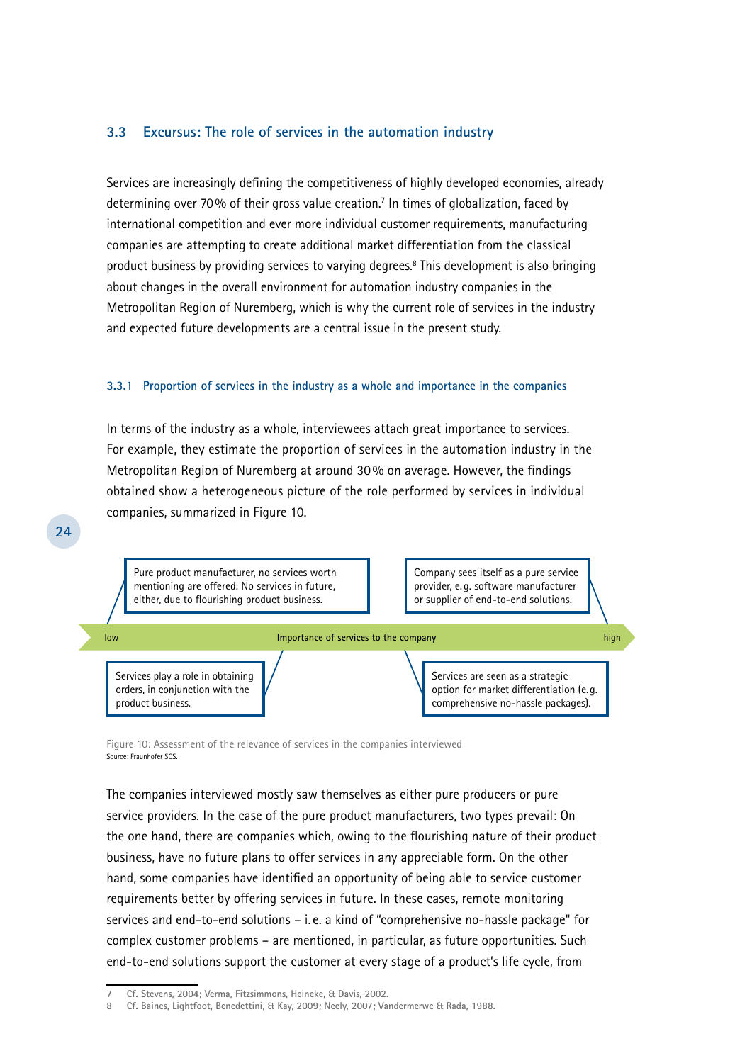### 3.3 Excursus: The role of services in the automation industry

Services are increasingly defining the competitiveness of highly developed economies, already determining over 70 % of their gross value creation.[7] In times of globalization, faced by international competition and ever more individual customer requirements, manufacturing companies are attempting to create additional market differentiation from the classical product business by providing services to varying degrees.[8] This development is also bringing about changes in the overall environment for automation industry companies in the Metropolitan Region of Nuremberg, which is why the current role of services in the industry and expected future developments are a central issue in the present study.

#### 3.3.1 Proportion of services in the industry as a whole and importance in the companies

In terms of the industry as a whole, interviewees attach great importance to services. For example, they estimate the proportion of services in the automation industry in the Metropolitan Region of Nuremberg at around 30 % on average. However, the findings obtained show a heterogeneous picture of the role performed by services in individual companies, summarized in Figure 10.

Importance of services to the company (low → high):

- Pure product manufacturer, no services worth mentioning are offered. No services in future, either, due to flourishing product business.
- Services play a role in obtaining orders, in conjunction with the product business.
- Services are seen as a strategic option for market differentiation (e.g. comprehensive no-hassle packages).
- Company sees itself as a pure service provider, e.g. software manufacturer or supplier of end-to-end solutions.

Figure 10: Assessment of the relevance of services in the companies interviewed
Source: Fraunhofer SCS.

The companies interviewed mostly saw themselves as either pure producers or pure service providers. In the case of the pure product manufacturers, two types prevail: On the one hand, there are companies which, owing to the flourishing nature of their product business, have no future plans to offer services in any appreciable form. On the other hand, some companies have identified an opportunity of being able to service customer requirements better by offering services in future. In these cases, remote monitoring services and end-to-end solutions – i.e. a kind of "comprehensive no-hassle package" for complex customer problems – are mentioned, in particular, as future opportunities. Such end-to-end solutions support the customer at every stage of a product's life cycle, from

---

7 Cf. Stevens, 2004; Verma, Fitzsimmons, Heineke, & Davis, 2002.
8 Cf. Baines, Lightfoot, Benedettini, & Kay, 2009; Neely, 2007; Vandermerwe & Rada, 1988.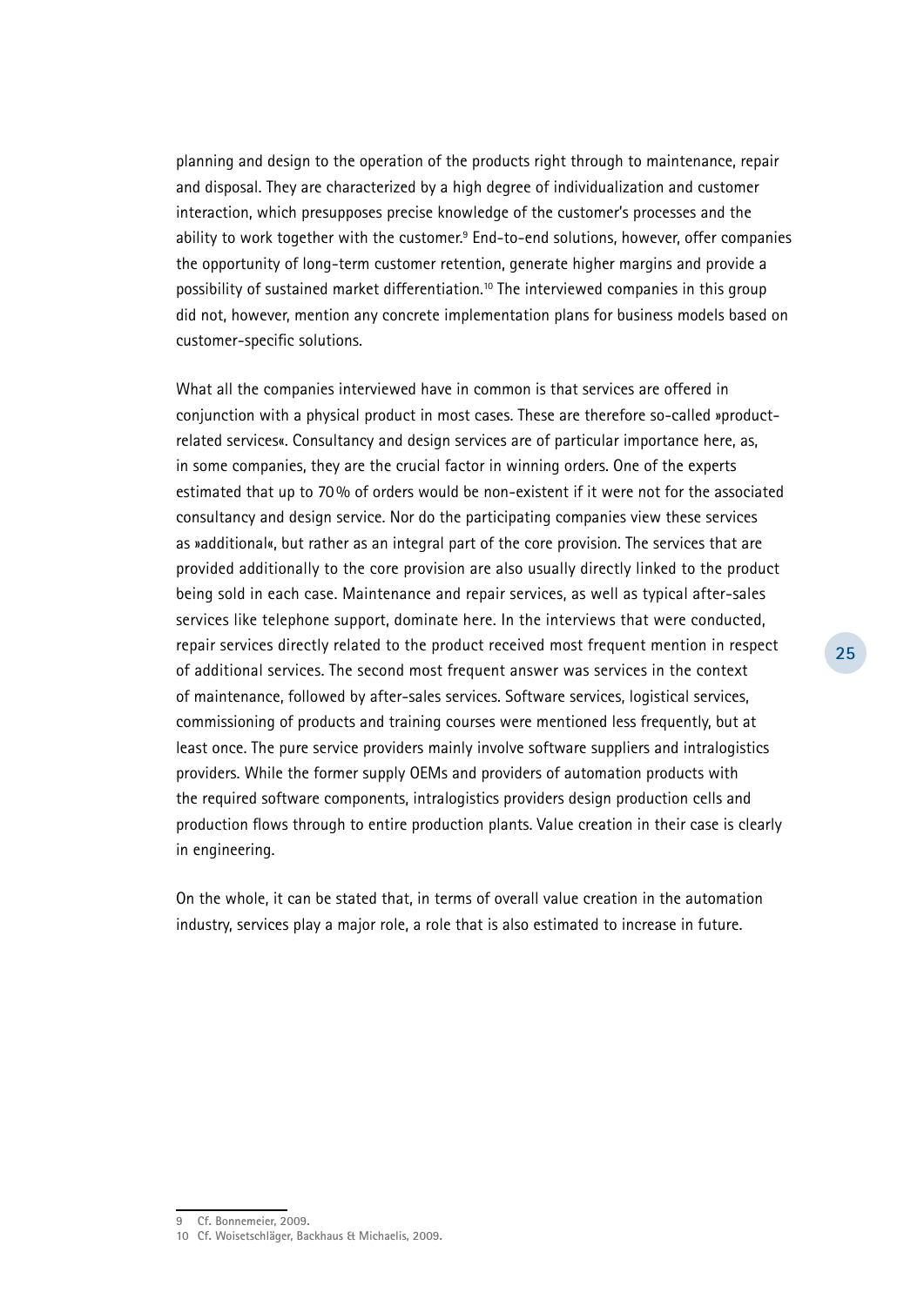planning and design to the operation of the products right through to maintenance, repair and disposal. They are characterized by a high degree of individualization and customer interaction, which presupposes precise knowledge of the customer's processes and the ability to work together with the customer.[9] End-to-end solutions, however, offer companies the opportunity of long-term customer retention, generate higher margins and provide a possibility of sustained market differentiation.[10] The interviewed companies in this group did not, however, mention any concrete implementation plans for business models based on customer-specific solutions.

What all the companies interviewed have in common is that services are offered in conjunction with a physical product in most cases. These are therefore so-called »product-related services«. Consultancy and design services are of particular importance here, as, in some companies, they are the crucial factor in winning orders. One of the experts estimated that up to 70% of orders would be non-existent if it were not for the associated consultancy and design service. Nor do the participating companies view these services as »additional«, but rather as an integral part of the core provision. The services that are provided additionally to the core provision are also usually directly linked to the product being sold in each case. Maintenance and repair services, as well as typical after-sales services like telephone support, dominate here. In the interviews that were conducted, repair services directly related to the product received most frequent mention in respect of additional services. The second most frequent answer was services in the context of maintenance, followed by after-sales services. Software services, logistical services, commissioning of products and training courses were mentioned less frequently, but at least once. The pure service providers mainly involve software suppliers and intralogistics providers. While the former supply OEMs and providers of automation products with the required software components, intralogistics providers design production cells and production flows through to entire production plants. Value creation in their case is clearly in engineering.

On the whole, it can be stated that, in terms of overall value creation in the automation industry, services play a major role, a role that is also estimated to increase in future.

---

9 Cf. Bonnemeier, 2009.

10 Cf. Woisetschläger, Backhaus & Michaelis, 2009.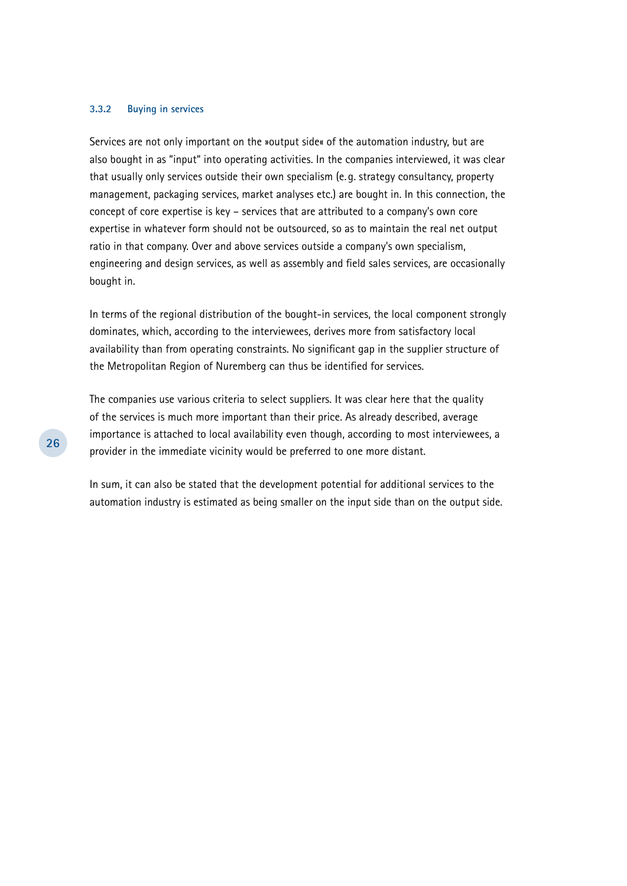### 3.3.2 Buying in services

Services are not only important on the »output side« of the automation industry, but are also bought in as "input" into operating activities. In the companies interviewed, it was clear that usually only services outside their own specialism (e.g. strategy consultancy, property management, packaging services, market analyses etc.) are bought in. In this connection, the concept of core expertise is key – services that are attributed to a company's own core expertise in whatever form should not be outsourced, so as to maintain the real net output ratio in that company. Over and above services outside a company's own specialism, engineering and design services, as well as assembly and field sales services, are occasionally bought in.

In terms of the regional distribution of the bought-in services, the local component strongly dominates, which, according to the interviewees, derives more from satisfactory local availability than from operating constraints. No significant gap in the supplier structure of the Metropolitan Region of Nuremberg can thus be identified for services.

The companies use various criteria to select suppliers. It was clear here that the quality of the services is much more important than their price. As already described, average importance is attached to local availability even though, according to most interviewees, a provider in the immediate vicinity would be preferred to one more distant.

In sum, it can also be stated that the development potential for additional services to the automation industry is estimated as being smaller on the input side than on the output side.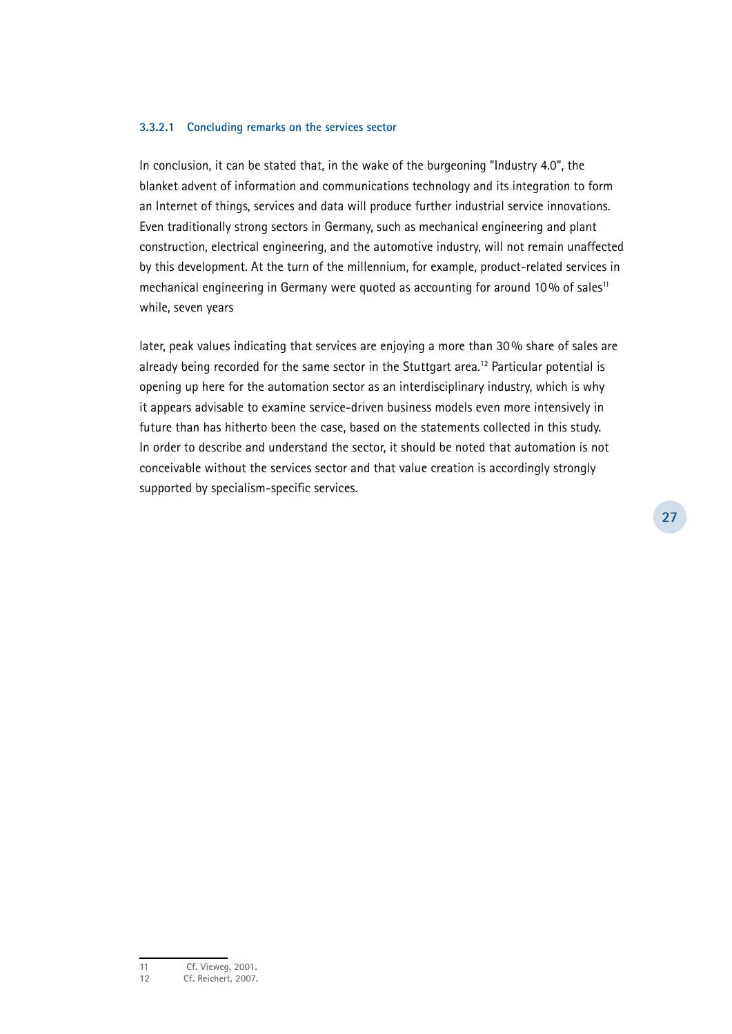#### 3.3.2.1 Concluding remarks on the services sector

In conclusion, it can be stated that, in the wake of the burgeoning "Industry 4.0", the blanket advent of information and communications technology and its integration to form an Internet of things, services and data will produce further industrial service innovations. Even traditionally strong sectors in Germany, such as mechanical engineering and plant construction, electrical engineering, and the automotive industry, will not remain unaffected by this development. At the turn of the millennium, for example, product-related services in mechanical engineering in Germany were quoted as accounting for around 10 % of sales[11] while, seven years later, peak values indicating that services are enjoying a more than 30 % share of sales are already being recorded for the same sector in the Stuttgart area.[12] Particular potential is opening up here for the automation sector as an interdisciplinary industry, which is why it appears advisable to examine service-driven business models even more intensively in future than has hitherto been the case, based on the statements collected in this study. In order to describe and understand the sector, it should be noted that automation is not conceivable without the services sector and that value creation is accordingly strongly supported by specialism-specific services.

---

11 Cf. Vieweg, 2001.
12 Cf. Reichert, 2007.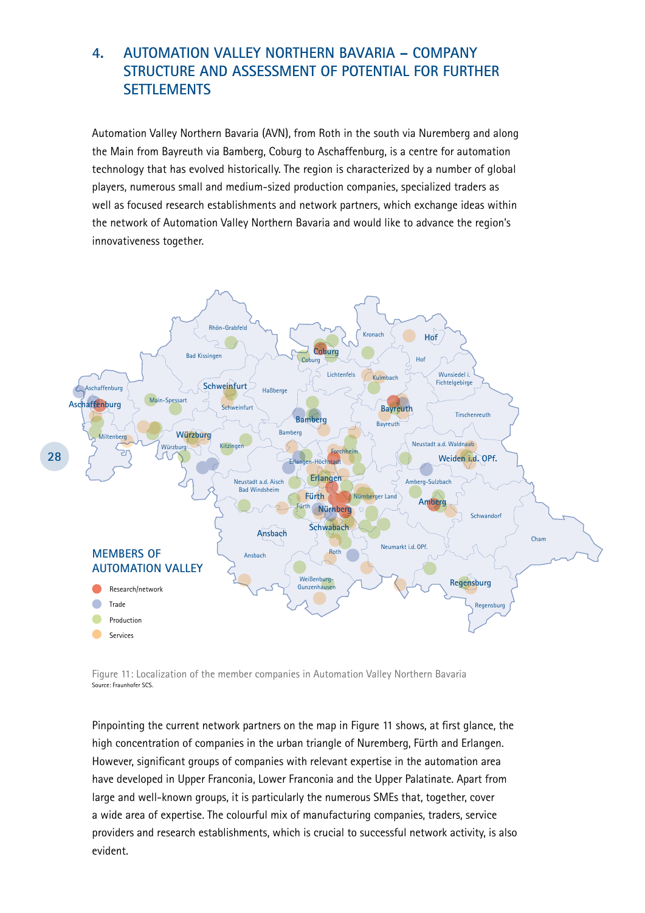# 4. AUTOMATION VALLEY NORTHERN BAVARIA – COMPANY STRUCTURE AND ASSESSMENT OF POTENTIAL FOR FURTHER SETTLEMENTS

Automation Valley Northern Bavaria (AVN), from Roth in the south via Nuremberg and along the Main from Bayreuth via Bamberg, Coburg to Aschaffenburg, is a centre for automation technology that has evolved historically. The region is characterized by a number of global players, numerous small and medium-sized production companies, specialized traders as well as focused research establishments and network partners, which exchange ideas within the network of Automation Valley Northern Bavaria and would like to advance the region's innovativeness together.

MEMBERS OF AUTOMATION VALLEY

- Research/network
- Trade
- Production
- Services

Figure 11: Localization of the member companies in Automation Valley Northern Bavaria
Source: Fraunhofer SCS.

Pinpointing the current network partners on the map in Figure 11 shows, at first glance, the high concentration of companies in the urban triangle of Nuremberg, Fürth and Erlangen. However, significant groups of companies with relevant expertise in the automation area have developed in Upper Franconia, Lower Franconia and the Upper Palatinate. Apart from large and well-known groups, it is particularly the numerous SMEs that, together, cover a wide area of expertise. The colourful mix of manufacturing companies, traders, service providers and research establishments, which is crucial to successful network activity, is also evident.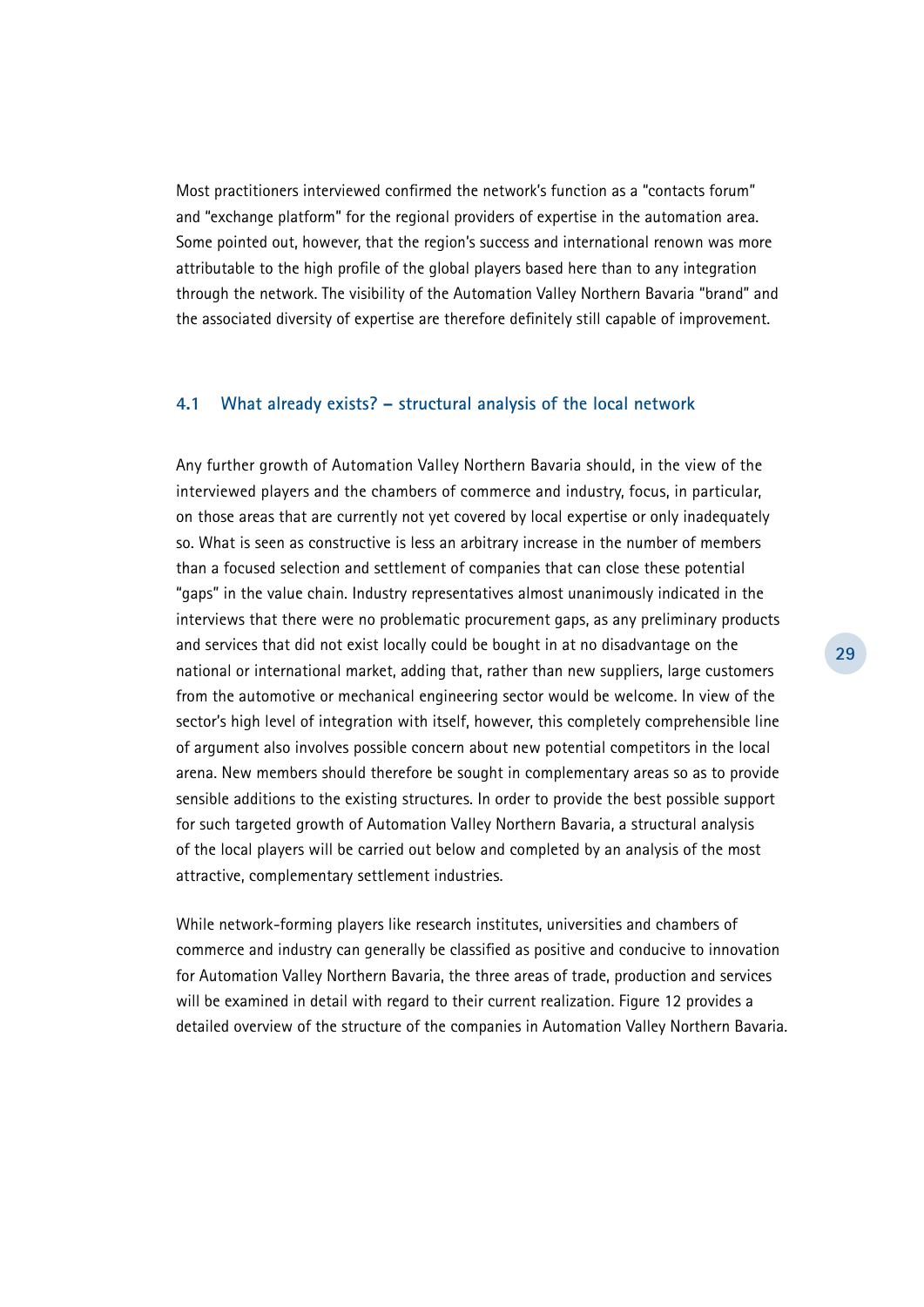Most practitioners interviewed confirmed the network's function as a "contacts forum" and "exchange platform" for the regional providers of expertise in the automation area. Some pointed out, however, that the region's success and international renown was more attributable to the high profile of the global players based here than to any integration through the network. The visibility of the Automation Valley Northern Bavaria "brand" and the associated diversity of expertise are therefore definitely still capable of improvement.

## 4.1 What already exists? – structural analysis of the local network

Any further growth of Automation Valley Northern Bavaria should, in the view of the interviewed players and the chambers of commerce and industry, focus, in particular, on those areas that are currently not yet covered by local expertise or only inadequately so. What is seen as constructive is less an arbitrary increase in the number of members than a focused selection and settlement of companies that can close these potential "gaps" in the value chain. Industry representatives almost unanimously indicated in the interviews that there were no problematic procurement gaps, as any preliminary products and services that did not exist locally could be bought in at no disadvantage on the national or international market, adding that, rather than new suppliers, large customers from the automotive or mechanical engineering sector would be welcome. In view of the sector's high level of integration with itself, however, this completely comprehensible line of argument also involves possible concern about new potential competitors in the local arena. New members should therefore be sought in complementary areas so as to provide sensible additions to the existing structures. In order to provide the best possible support for such targeted growth of Automation Valley Northern Bavaria, a structural analysis of the local players will be carried out below and completed by an analysis of the most attractive, complementary settlement industries.

While network-forming players like research institutes, universities and chambers of commerce and industry can generally be classified as positive and conducive to innovation for Automation Valley Northern Bavaria, the three areas of trade, production and services will be examined in detail with regard to their current realization. Figure 12 provides a detailed overview of the structure of the companies in Automation Valley Northern Bavaria.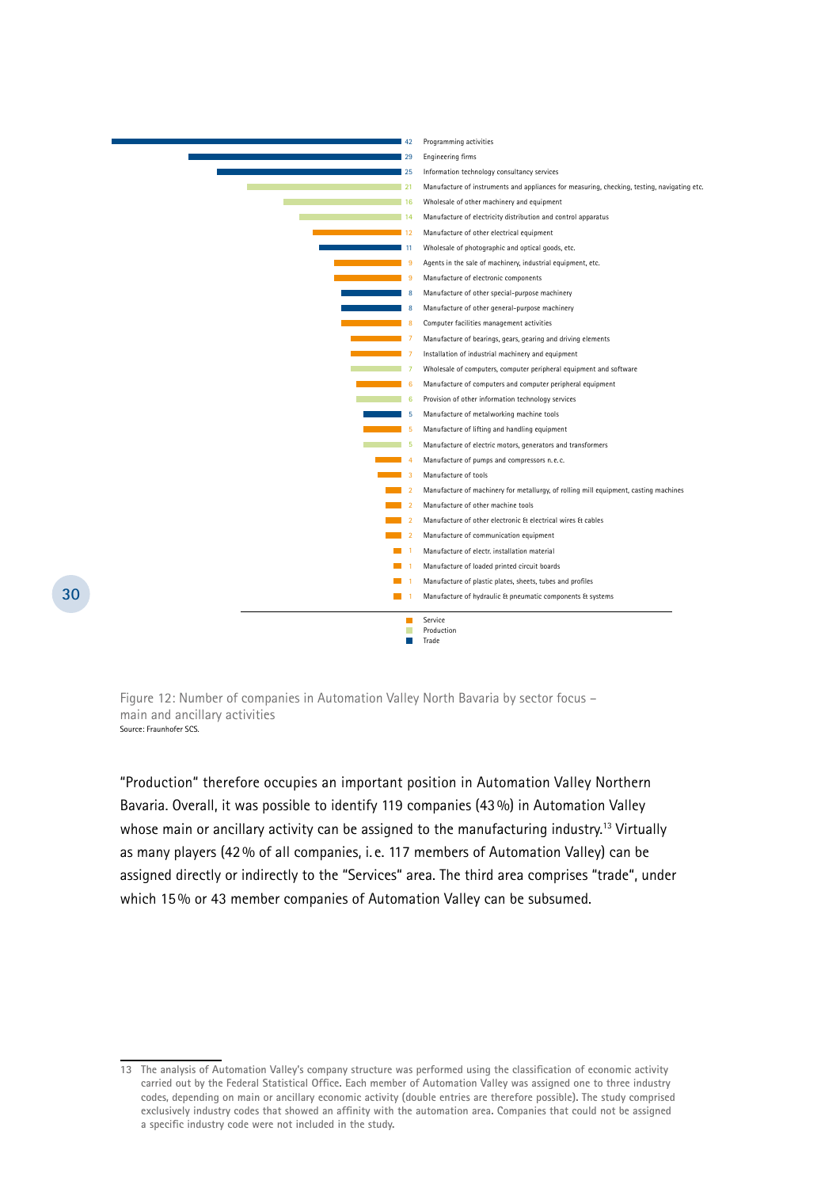| Activity | Number of companies | Sector focus |
|---|---|---|
| Programming activities | 42 | Trade |
| Engineering firms | 29 | Trade |
| Information technology consultancy services | 25 | Trade |
| Manufacture of instruments and appliances for measuring, checking, testing, navigating etc. | 21 | Production |
| Wholesale of other machinery and equipment | 16 | Production |
| Manufacture of electricity distribution and control apparatus | 14 | Production |
| Manufacture of other electrical equipment | 12 | Service |
| Wholesale of photographic and optical goods, etc. | 11 | Trade |
| Agents in the sale of machinery, industrial equipment, etc. | 9 | Service |
| Manufacture of electronic components | 9 | Service |
| Manufacture of other special-purpose machinery | 8 | Trade |
| Manufacture of other general-purpose machinery | 8 | Trade |
| Computer facilities management activities | 8 | Service |
| Manufacture of bearings, gears, gearing and driving elements | 7 | Service |
| Installation of industrial machinery and equipment | 7 | Service |
| Wholesale of computers, computer peripheral equipment and software | 7 | Production |
| Manufacture of computers and computer peripheral equipment | 6 | Service |
| Provision of other information technology services | 6 | Production |
| Manufacture of metalworking machine tools | 5 | Trade |
| Manufacture of lifting and handling equipment | 5 | Service |
| Manufacture of electric motors, generators and transformers | 5 | Production |
| Manufacture of pumps and compressors n. e. c. | 4 | Service |
| Manufacture of tools | 3 | Service |
| Manufacture of machinery for metallurgy, of rolling mill equipment, casting machines | 2 | Service |
| Manufacture of other machine tools | 2 | Service |
| Manufacture of other electronic & electrical wires & cables | 2 | Service |
| Manufacture of communication equipment | 2 | Service |
| Manufacture of electr. installation material | 1 | Service |
| Manufacture of loaded printed circuit boards | 1 | Service |
| Manufacture of plastic plates, sheets, tubes and profiles | 1 | Service |
| Manufacture of hydraulic & pneumatic components & systems | 1 | Service |

Legend: Service, Production, Trade

Figure 12: Number of companies in Automation Valley North Bavaria by sector focus – main and ancillary activities
Source: Fraunhofer SCS.

"Production" therefore occupies an important position in Automation Valley Northern Bavaria. Overall, it was possible to identify 119 companies (43 %) in Automation Valley whose main or ancillary activity can be assigned to the manufacturing industry.[13] Virtually as many players (42 % of all companies, i. e. 117 members of Automation Valley) can be assigned directly or indirectly to the "Services" area. The third area comprises "trade", under which 15 % or 43 member companies of Automation Valley can be subsumed.

---

13 The analysis of Automation Valley's company structure was performed using the classification of economic activity carried out by the Federal Statistical Office. Each member of Automation Valley was assigned one to three industry codes, depending on main or ancillary economic activity (double entries are therefore possible). The study comprised exclusively industry codes that showed an affinity with the automation area. Companies that could not be assigned a specific industry code were not included in the study.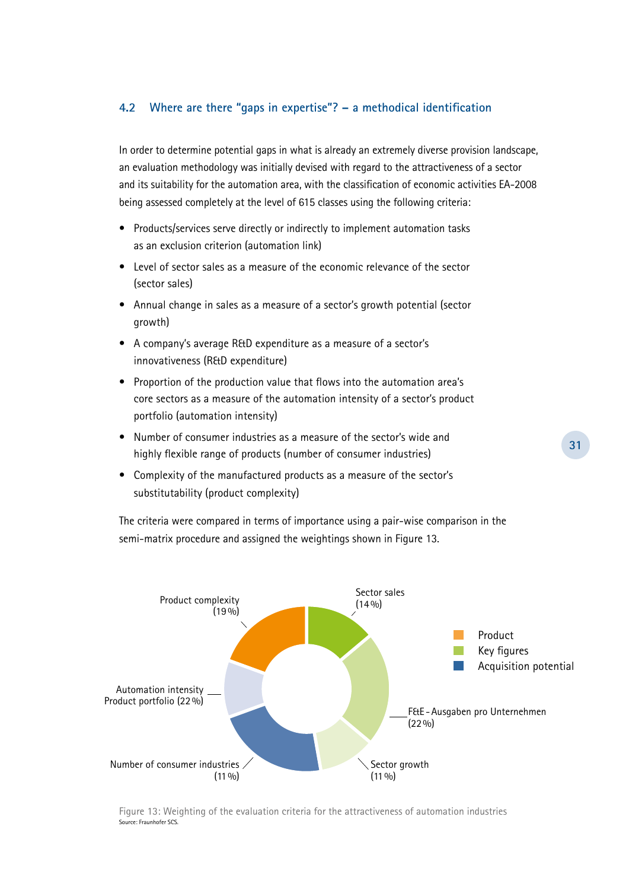## 4.2 Where are there "gaps in expertise"? – a methodical identification

In order to determine potential gaps in what is already an extremely diverse provision landscape, an evaluation methodology was initially devised with regard to the attractiveness of a sector and its suitability for the automation area, with the classification of economic activities EA-2008 being assessed completely at the level of 615 classes using the following criteria:

- Products/services serve directly or indirectly to implement automation tasks as an exclusion criterion (automation link)
- Level of sector sales as a measure of the economic relevance of the sector (sector sales)
- Annual change in sales as a measure of a sector's growth potential (sector growth)
- A company's average R&D expenditure as a measure of a sector's innovativeness (R&D expenditure)
- Proportion of the production value that flows into the automation area's core sectors as a measure of the automation intensity of a sector's product portfolio (automation intensity)
- Number of consumer industries as a measure of the sector's wide and highly flexible range of products (number of consumer industries)
- Complexity of the manufactured products as a measure of the sector's substitutability (product complexity)

The criteria were compared in terms of importance using a pair-wise comparison in the semi-matrix procedure and assigned the weightings shown in Figure 13.

Sector sales (14 %)

F&E-Ausgaben pro Unternehmen (22 %)

Sector growth (11 %)

Number of consumer industries (11 %)

Automation intensity Product portfolio (22 %)

Product complexity (19 %)

Product

Key figures

Acquisition potential

Figure 13: Weighting of the evaluation criteria for the attractiveness of automation industries

Source: Fraunhofer SCS.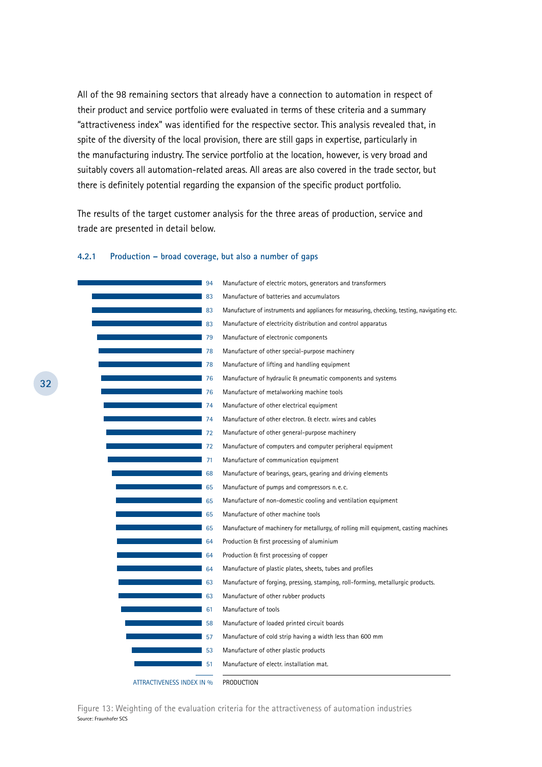All of the 98 remaining sectors that already have a connection to automation in respect of their product and service portfolio were evaluated in terms of these criteria and a summary "attractiveness index" was identified for the respective sector. This analysis revealed that, in spite of the diversity of the local provision, there are still gaps in expertise, particularly in the manufacturing industry. The service portfolio at the location, however, is very broad and suitably covers all automation-related areas. All areas are also covered in the trade sector, but there is definitely potential regarding the expansion of the specific product portfolio.

The results of the target customer analysis for the three areas of production, service and trade are presented in detail below.

### 4.2.1 Production – broad coverage, but also a number of gaps

| ATTRACTIVENESS INDEX IN % | PRODUCTION |
|---|---|
| 94 | Manufacture of electric motors, generators and transformers |
| 83 | Manufacture of batteries and accumulators |
| 83 | Manufacture of instruments and appliances for measuring, checking, testing, navigating etc. |
| 83 | Manufacture of electricity distribution and control apparatus |
| 79 | Manufacture of electronic components |
| 78 | Manufacture of other special-purpose machinery |
| 78 | Manufacture of lifting and handling equipment |
| 76 | Manufacture of hydraulic & pneumatic components and systems |
| 76 | Manufacture of metalworking machine tools |
| 74 | Manufacture of other electrical equipment |
| 74 | Manufacture of other electron. & electr. wires and cables |
| 72 | Manufacture of other general-purpose machinery |
| 72 | Manufacture of computers and computer peripheral equipment |
| 71 | Manufacture of communication equipment |
| 68 | Manufacture of bearings, gears, gearing and driving elements |
| 65 | Manufacture of pumps and compressors n.e.c. |
| 65 | Manufacture of non-domestic cooling and ventilation equipment |
| 65 | Manufacture of other machine tools |
| 65 | Manufacture of machinery for metallurgy, of rolling mill equipment, casting machines |
| 64 | Production & first processing of aluminium |
| 64 | Production & first processing of copper |
| 64 | Manufacture of plastic plates, sheets, tubes and profiles |
| 63 | Manufacture of forging, pressing, stamping, roll-forming, metallurgic products. |
| 63 | Manufacture of other rubber products |
| 61 | Manufacture of tools |
| 58 | Manufacture of loaded printed circuit boards |
| 57 | Manufacture of cold strip having a width less than 600 mm |
| 53 | Manufacture of other plastic products |
| 51 | Manufacture of electr. installation mat. |

Figure 13: Weighting of the evaluation criteria for the attractiveness of automation industries
Source: Fraunhofer SCS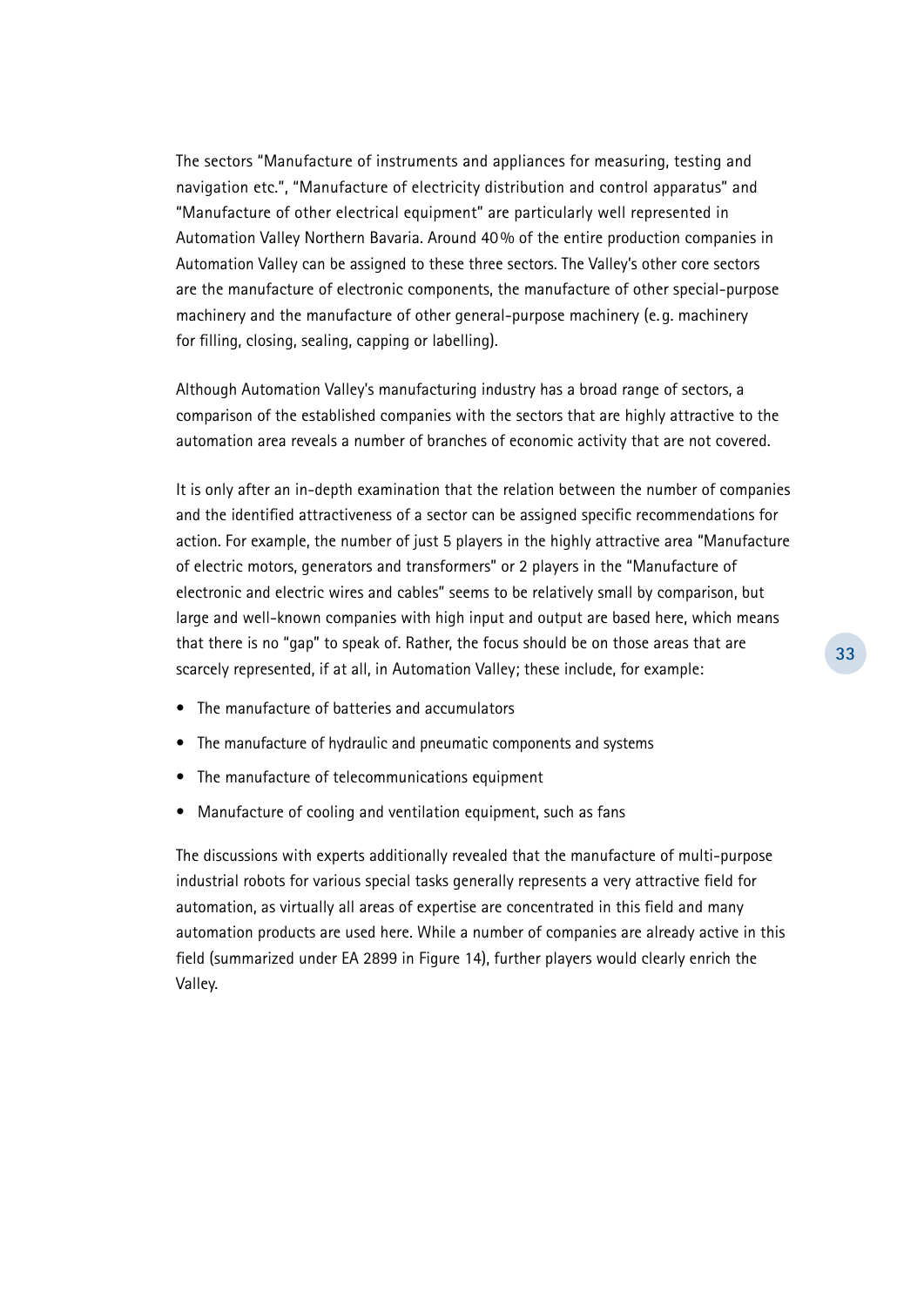The sectors "Manufacture of instruments and appliances for measuring, testing and navigation etc.", "Manufacture of electricity distribution and control apparatus" and "Manufacture of other electrical equipment" are particularly well represented in Automation Valley Northern Bavaria. Around 40% of the entire production companies in Automation Valley can be assigned to these three sectors. The Valley's other core sectors are the manufacture of electronic components, the manufacture of other special-purpose machinery and the manufacture of other general-purpose machinery (e.g. machinery for filling, closing, sealing, capping or labelling).

Although Automation Valley's manufacturing industry has a broad range of sectors, a comparison of the established companies with the sectors that are highly attractive to the automation area reveals a number of branches of economic activity that are not covered.

It is only after an in-depth examination that the relation between the number of companies and the identified attractiveness of a sector can be assigned specific recommendations for action. For example, the number of just 5 players in the highly attractive area "Manufacture of electric motors, generators and transformers" or 2 players in the "Manufacture of electronic and electric wires and cables" seems to be relatively small by comparison, but large and well-known companies with high input and output are based here, which means that there is no "gap" to speak of. Rather, the focus should be on those areas that are scarcely represented, if at all, in Automation Valley; these include, for example:

- The manufacture of batteries and accumulators
- The manufacture of hydraulic and pneumatic components and systems
- The manufacture of telecommunications equipment
- Manufacture of cooling and ventilation equipment, such as fans

The discussions with experts additionally revealed that the manufacture of multi-purpose industrial robots for various special tasks generally represents a very attractive field for automation, as virtually all areas of expertise are concentrated in this field and many automation products are used here. While a number of companies are already active in this field (summarized under EA 2899 in Figure 14), further players would clearly enrich the Valley.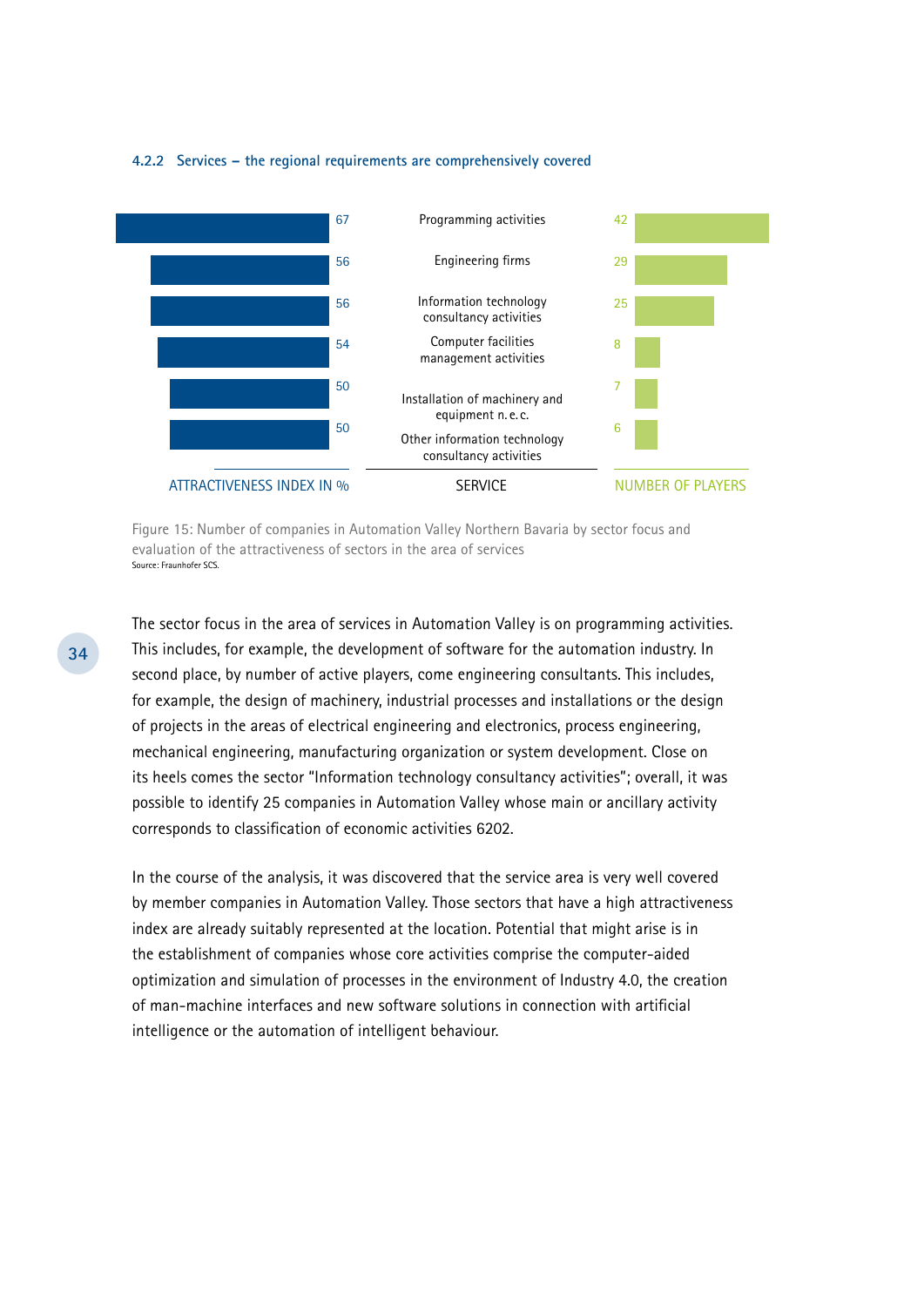#### 4.2.2 Services – the regional requirements are comprehensively covered

| ATTRACTIVENESS INDEX IN % | SERVICE | NUMBER OF PLAYERS |
|---|---|---|
| 67 | Programming activities | 42 |
| 56 | Engineering firms | 29 |
| 56 | Information technology consultancy activities | 25 |
| 54 | Computer facilities management activities | 8 |
| 50 | Installation of machinery and equipment n. e. c. | 7 |
| 50 | Other information technology consultancy activities | 6 |

Figure 15: Number of companies in Automation Valley Northern Bavaria by sector focus and evaluation of the attractiveness of sectors in the area of services
Source: Fraunhofer SCS.

The sector focus in the area of services in Automation Valley is on programming activities. This includes, for example, the development of software for the automation industry. In second place, by number of active players, come engineering consultants. This includes, for example, the design of machinery, industrial processes and installations or the design of projects in the areas of electrical engineering and electronics, process engineering, mechanical engineering, manufacturing organization or system development. Close on its heels comes the sector "Information technology consultancy activities"; overall, it was possible to identify 25 companies in Automation Valley whose main or ancillary activity corresponds to classification of economic activities 6202.

In the course of the analysis, it was discovered that the service area is very well covered by member companies in Automation Valley. Those sectors that have a high attractiveness index are already suitably represented at the location. Potential that might arise is in the establishment of companies whose core activities comprise the computer-aided optimization and simulation of processes in the environment of Industry 4.0, the creation of man-machine interfaces and new software solutions in connection with artificial intelligence or the automation of intelligent behaviour.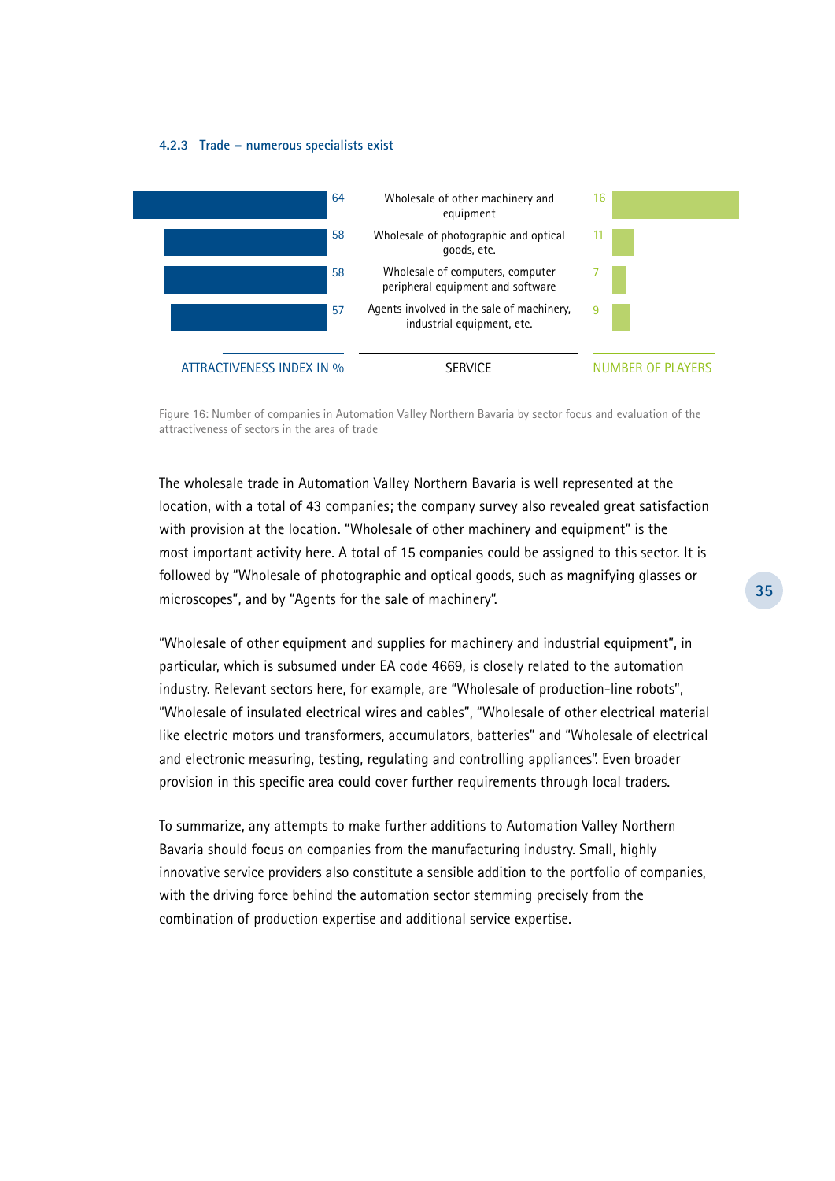### 4.2.3 Trade – numerous specialists exist

| ATTRACTIVENESS INDEX IN % | SERVICE | NUMBER OF PLAYERS |
|---|---|---|
| 64 | Wholesale of other machinery and equipment | 16 |
| 58 | Wholesale of photographic and optical goods, etc. | 11 |
| 58 | Wholesale of computers, computer peripheral equipment and software | 7 |
| 57 | Agents involved in the sale of machinery, industrial equipment, etc. | 9 |

Figure 16: Number of companies in Automation Valley Northern Bavaria by sector focus and evaluation of the attractiveness of sectors in the area of trade

The wholesale trade in Automation Valley Northern Bavaria is well represented at the location, with a total of 43 companies; the company survey also revealed great satisfaction with provision at the location. "Wholesale of other machinery and equipment" is the most important activity here. A total of 15 companies could be assigned to this sector. It is followed by "Wholesale of photographic and optical goods, such as magnifying glasses or microscopes", and by "Agents for the sale of machinery".

"Wholesale of other equipment and supplies for machinery and industrial equipment", in particular, which is subsumed under EA code 4669, is closely related to the automation industry. Relevant sectors here, for example, are "Wholesale of production-line robots", "Wholesale of insulated electrical wires and cables", "Wholesale of other electrical material like electric motors und transformers, accumulators, batteries" and "Wholesale of electrical and electronic measuring, testing, regulating and controlling appliances". Even broader provision in this specific area could cover further requirements through local traders.

To summarize, any attempts to make further additions to Automation Valley Northern Bavaria should focus on companies from the manufacturing industry. Small, highly innovative service providers also constitute a sensible addition to the portfolio of companies, with the driving force behind the automation sector stemming precisely from the combination of production expertise and additional service expertise.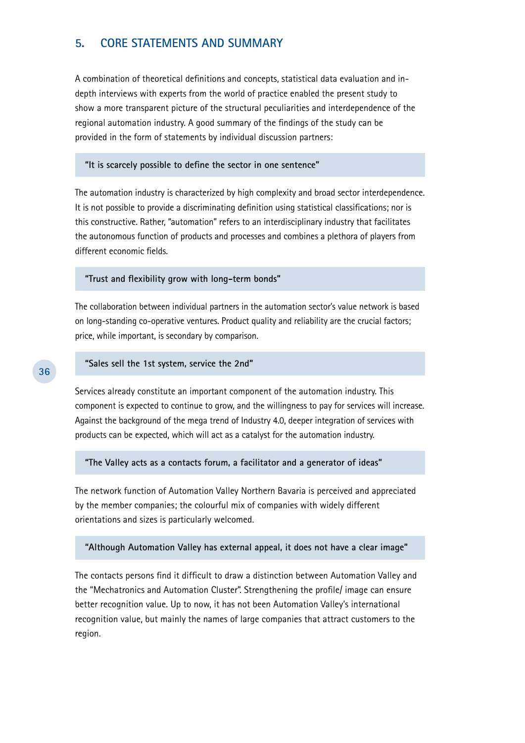## 5. CORE STATEMENTS AND SUMMARY

A combination of theoretical definitions and concepts, statistical data evaluation and in-depth interviews with experts from the world of practice enabled the present study to show a more transparent picture of the structural peculiarities and interdependence of the regional automation industry. A good summary of the findings of the study can be provided in the form of statements by individual discussion partners:

**"It is scarcely possible to define the sector in one sentence"**

The automation industry is characterized by high complexity and broad sector interdependence. It is not possible to provide a discriminating definition using statistical classifications; nor is this constructive. Rather, "automation" refers to an interdisciplinary industry that facilitates the autonomous function of products and processes and combines a plethora of players from different economic fields.

**"Trust and flexibility grow with long-term bonds"**

The collaboration between individual partners in the automation sector's value network is based on long-standing co-operative ventures. Product quality and reliability are the crucial factors; price, while important, is secondary by comparison.

**"Sales sell the 1st system, service the 2nd"**

Services already constitute an important component of the automation industry. This component is expected to continue to grow, and the willingness to pay for services will increase. Against the background of the mega trend of Industry 4.0, deeper integration of services with products can be expected, which will act as a catalyst for the automation industry.

**"The Valley acts as a contacts forum, a facilitator and a generator of ideas"**

The network function of Automation Valley Northern Bavaria is perceived and appreciated by the member companies; the colourful mix of companies with widely different orientations and sizes is particularly welcomed.

**"Although Automation Valley has external appeal, it does not have a clear image"**

The contacts persons find it difficult to draw a distinction between Automation Valley and the "Mechatronics and Automation Cluster". Strengthening the profile/ image can ensure better recognition value. Up to now, it has not been Automation Valley's international recognition value, but mainly the names of large companies that attract customers to the region.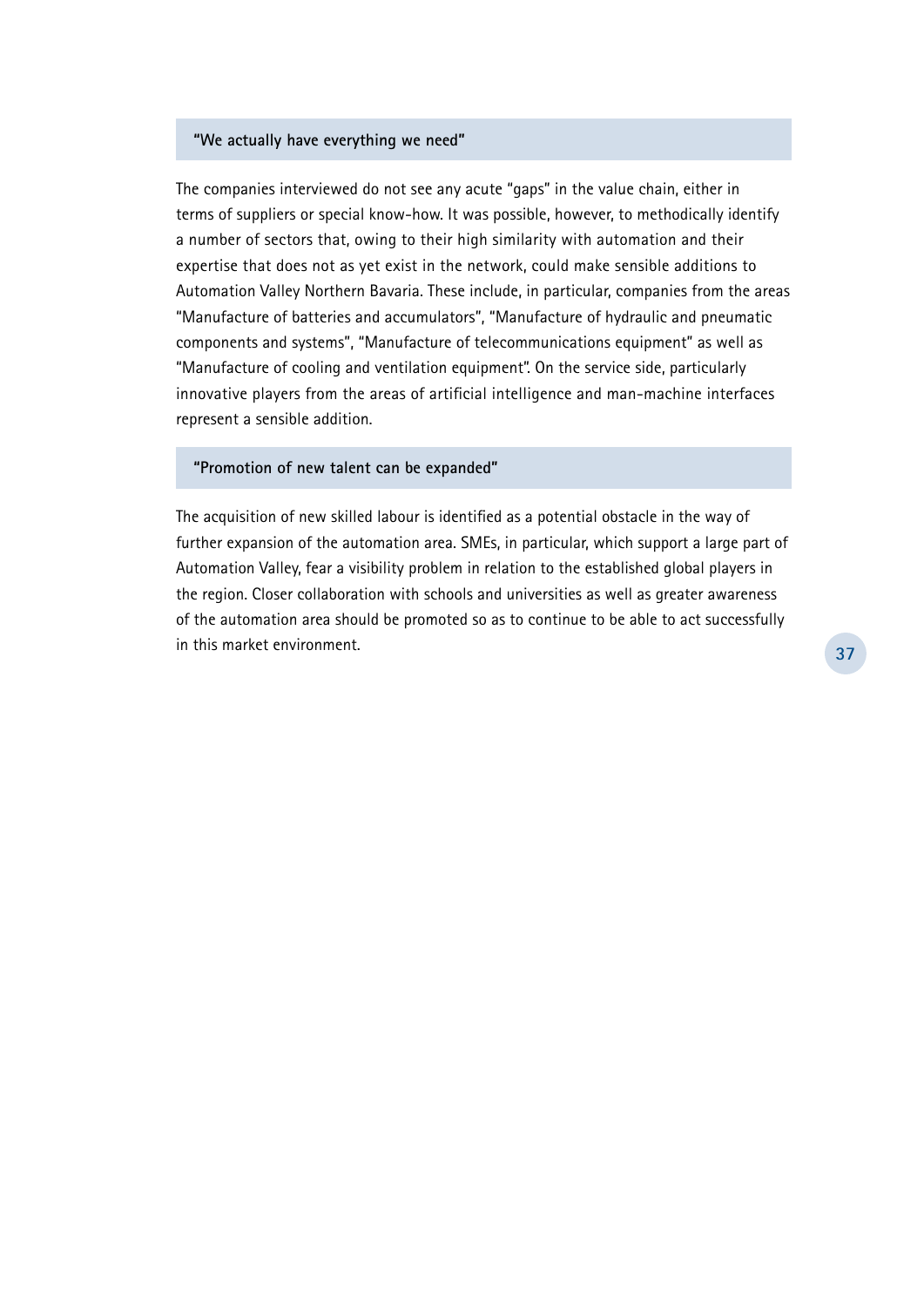### "We actually have everything we need"

The companies interviewed do not see any acute "gaps" in the value chain, either in terms of suppliers or special know-how. It was possible, however, to methodically identify a number of sectors that, owing to their high similarity with automation and their expertise that does not as yet exist in the network, could make sensible additions to Automation Valley Northern Bavaria. These include, in particular, companies from the areas "Manufacture of batteries and accumulators", "Manufacture of hydraulic and pneumatic components and systems", "Manufacture of telecommunications equipment" as well as "Manufacture of cooling and ventilation equipment". On the service side, particularly innovative players from the areas of artificial intelligence and man-machine interfaces represent a sensible addition.

### "Promotion of new talent can be expanded"

The acquisition of new skilled labour is identified as a potential obstacle in the way of further expansion of the automation area. SMEs, in particular, which support a large part of Automation Valley, fear a visibility problem in relation to the established global players in the region. Closer collaboration with schools and universities as well as greater awareness of the automation area should be promoted so as to continue to be able to act successfully in this market environment.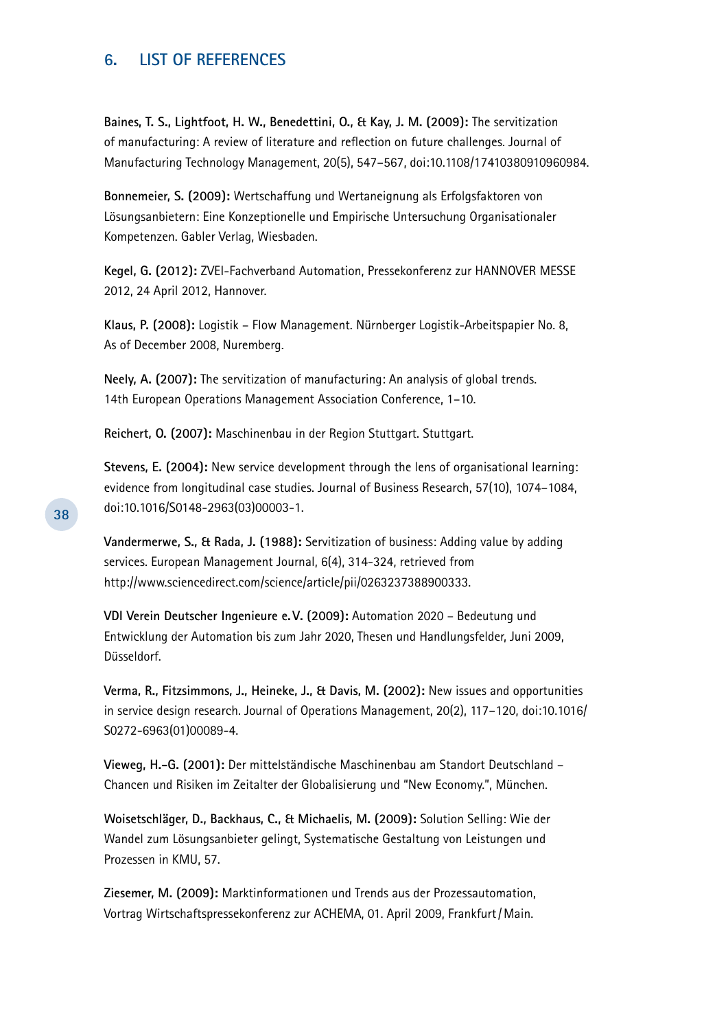## 6. LIST OF REFERENCES

**Baines, T. S., Lightfoot, H. W., Benedettini, O., & Kay, J. M. (2009):** The servitization of manufacturing: A review of literature and reflection on future challenges. Journal of Manufacturing Technology Management, 20(5), 547–567, doi:10.1108/17410380910960984.

**Bonnemeier, S. (2009):** Wertschaffung und Wertaneignung als Erfolgsfaktoren von Lösungsanbietern: Eine Konzeptionelle und Empirische Untersuchung Organisationaler Kompetenzen. Gabler Verlag, Wiesbaden.

**Kegel, G. (2012):** ZVEI-Fachverband Automation, Pressekonferenz zur HANNOVER MESSE 2012, 24 April 2012, Hannover.

**Klaus, P. (2008):** Logistik – Flow Management. Nürnberger Logistik-Arbeitspapier No. 8, As of December 2008, Nuremberg.

**Neely, A. (2007):** The servitization of manufacturing: An analysis of global trends. 14th European Operations Management Association Conference, 1–10.

**Reichert, O. (2007):** Maschinenbau in der Region Stuttgart. Stuttgart.

**Stevens, E. (2004):** New service development through the lens of organisational learning: evidence from longitudinal case studies. Journal of Business Research, 57(10), 1074–1084, doi:10.1016/S0148-2963(03)00003-1.

**Vandermerwe, S., & Rada, J. (1988):** Servitization of business: Adding value by adding services. European Management Journal, 6(4), 314-324, retrieved from http://www.sciencedirect.com/science/article/pii/0263237388900333.

**VDI Verein Deutscher Ingenieure e.V. (2009):** Automation 2020 – Bedeutung und Entwicklung der Automation bis zum Jahr 2020, Thesen und Handlungsfelder, Juni 2009, Düsseldorf.

**Verma, R., Fitzsimmons, J., Heineke, J., & Davis, M. (2002):** New issues and opportunities in service design research. Journal of Operations Management, 20(2), 117–120, doi:10.1016/S0272-6963(01)00089-4.

**Vieweg, H.-G. (2001):** Der mittelständische Maschinenbau am Standort Deutschland – Chancen und Risiken im Zeitalter der Globalisierung und "New Economy.", München.

**Woisetschläger, D., Backhaus, C., & Michaelis, M. (2009):** Solution Selling: Wie der Wandel zum Lösungsanbieter gelingt, Systematische Gestaltung von Leistungen und Prozessen in KMU, 57.

**Ziesemer, M. (2009):** Marktinformationen und Trends aus der Prozessautomation, Vortrag Wirtschaftspressekonferenz zur ACHEMA, 01. April 2009, Frankfurt/Main.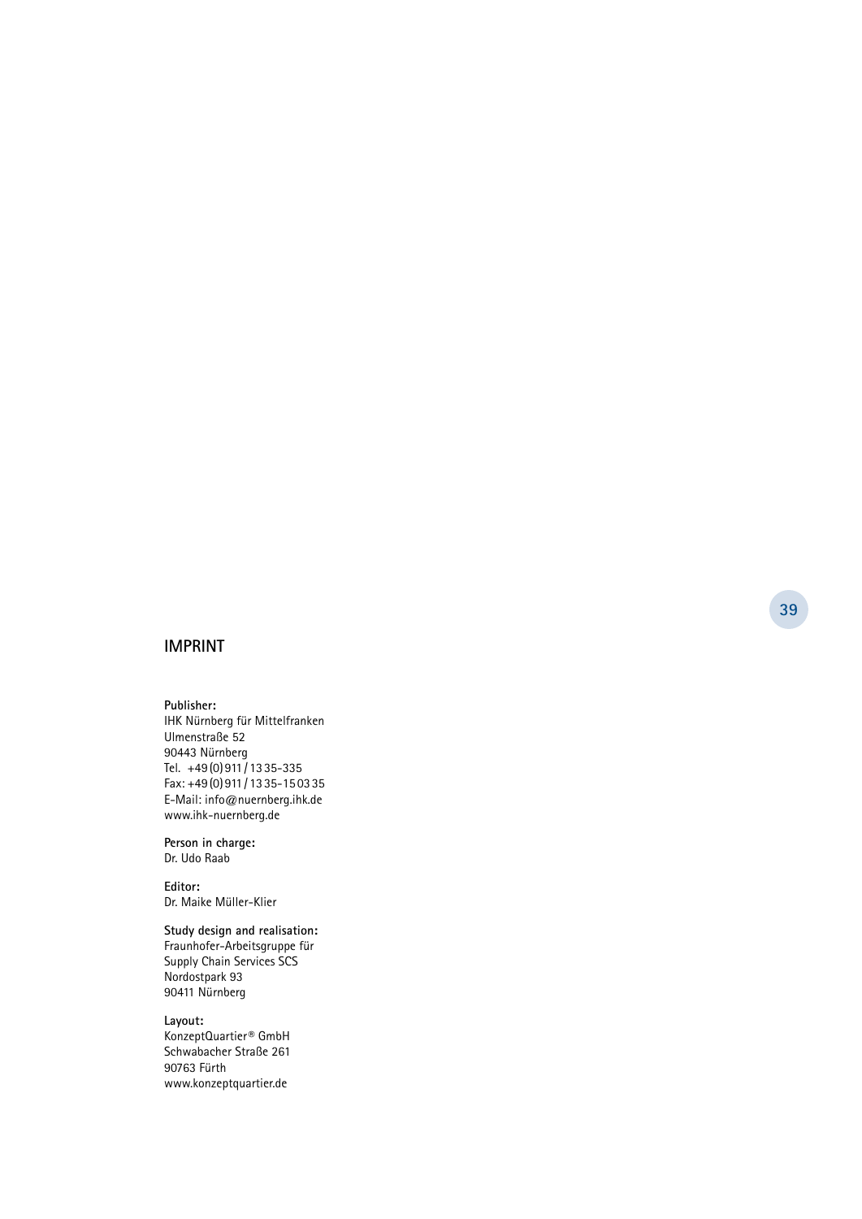## IMPRINT

**Publisher:**
IHK Nürnberg für Mittelfranken
Ulmenstraße 52
90443 Nürnberg
Tel. +49 (0) 911 / 13 35-335
Fax: +49 (0) 911 / 13 35-15 03 35
E-Mail: info@nuernberg.ihk.de
www.ihk-nuernberg.de

**Person in charge:**
Dr. Udo Raab

**Editor:**
Dr. Maike Müller-Klier

**Study design and realisation:**
Fraunhofer-Arbeitsgruppe für
Supply Chain Services SCS
Nordostpark 93
90411 Nürnberg

**Layout:**
KonzeptQuartier® GmbH
Schwabacher Straße 261
90763 Fürth
www.konzeptquartier.de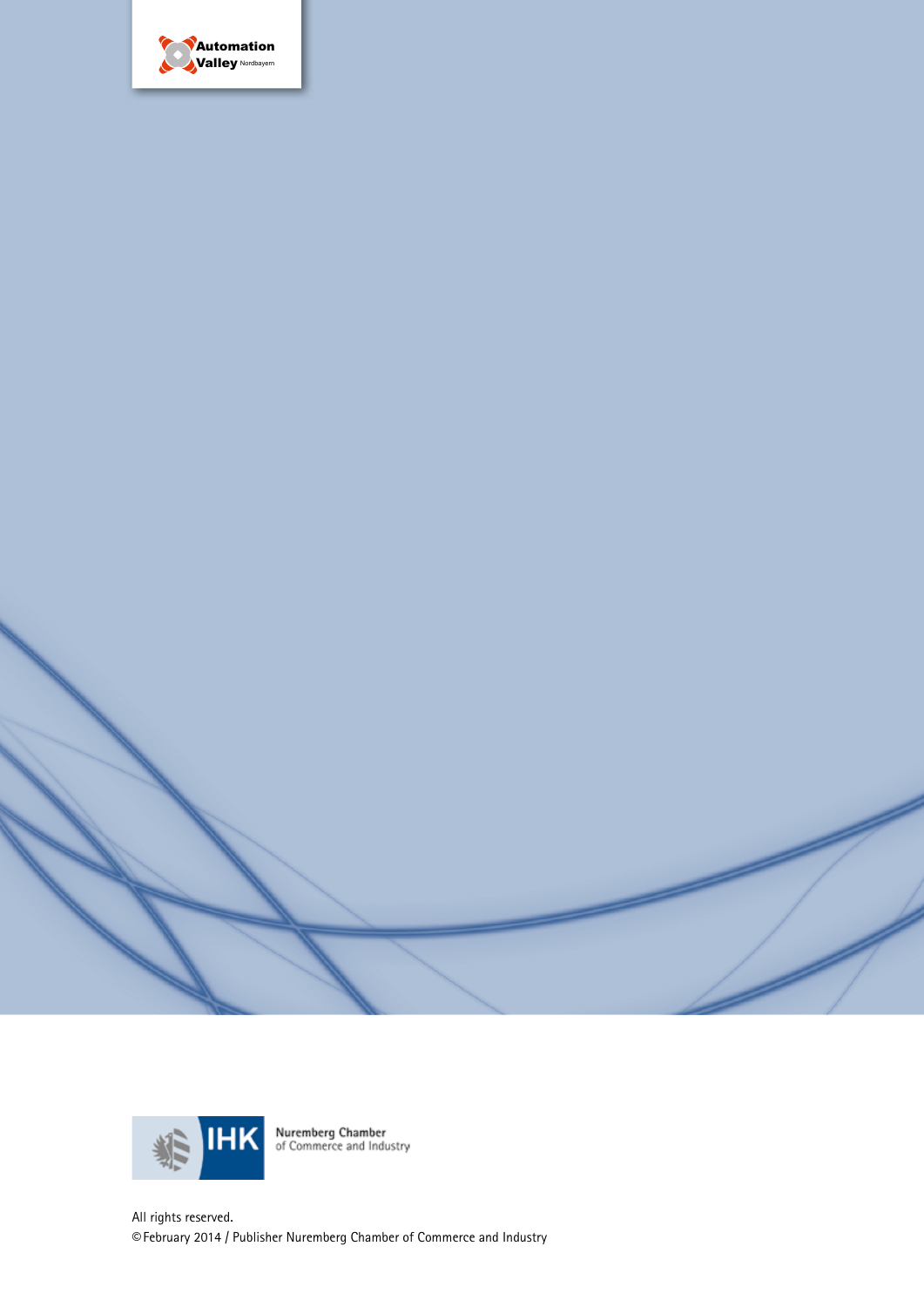Automation Valley Nordbayern

Nuremberg Chamber of Commerce and Industry

All rights reserved.
© February 2014 / Publisher Nuremberg Chamber of Commerce and Industry